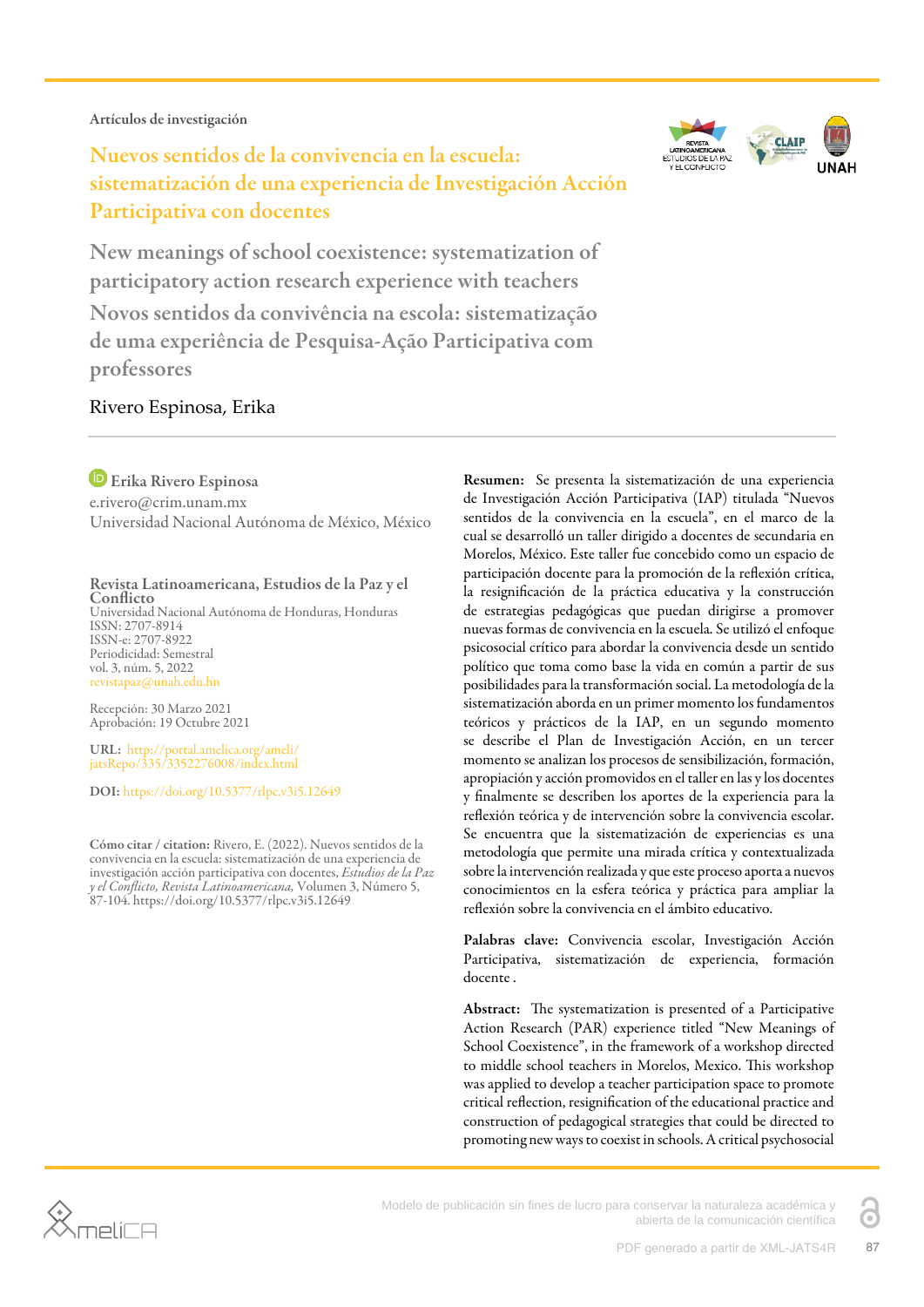Artículos de investigación

# Nuevos sentidos de la convivencia en la escuela: sistematización de una experiencia de Investigación Acción Participativa con docentes

## New meanings of school coexistence: systematization of participatory action research experience with teachers

## Novos sentidos da convivência na escola: sistematização de uma experiência de Pesquisa-Ação Participativa com professores

Rivero Espinosa, Erika

**Erika Rivero Espinosa**
e.rivero@crim.unam.mx
Universidad Nacional Autónoma de México, México

**Revista Latinoamericana, Estudios de la Paz y el Conflicto**
Universidad Nacional Autónoma de Honduras, Honduras
ISSN: 2707-8914
ISSN-e: 2707-8922
Periodicidad: Semestral
vol. 3, núm. 5, 2022
revistapaz@unah.edu.hn

Recepción: 30 Marzo 2021
Aprobación: 19 Octubre 2021

**URL:** http://portal.amelica.org/ameli/jatsRepo/335/3352276008/index.html

**DOI:** https://doi.org/10.5377/rlpc.v3i5.12649

**Cómo citar / citation:** Rivero, E. (2022). Nuevos sentidos de la convivencia en la escuela: sistematización de una experiencia de investigación acción participativa con docentes, *Estudios de la Paz y el Conflicto, Revista Latinoamericana,* Volumen 3, Número 5, 87-104. https://doi.org/10.5377/rlpc.v3i5.12649

**Resumen:** Se presenta la sistematización de una experiencia de Investigación Acción Participativa (IAP) titulada "Nuevos sentidos de la convivencia en la escuela", en el marco de la cual se desarrolló un taller dirigido a docentes de secundaria en Morelos, México. Este taller fue concebido como un espacio de participación docente para la promoción de la reflexión crítica, la resignificación de la práctica educativa y la construcción de estrategias pedagógicas que puedan dirigirse a promover nuevas formas de convivencia en la escuela. Se utilizó el enfoque psicosocial crítico para abordar la convivencia desde un sentido político que toma como base la vida en común a partir de sus posibilidades para la transformación social. La metodología de la sistematización aborda en un primer momento los fundamentos teóricos y prácticos de la IAP, en un segundo momento se describe el Plan de Investigación Acción, en un tercer momento se analizan los procesos de sensibilización, formación, apropiación y acción promovidos en el taller en las y los docentes y finalmente se describen los aportes de la experiencia para la reflexión teórica y de intervención sobre la convivencia escolar. Se encuentra que la sistematización de experiencias es una metodología que permite una mirada crítica y contextualizada sobre la intervención realizada y que este proceso aporta a nuevos conocimientos en la esfera teórica y práctica para ampliar la reflexión sobre la convivencia en el ámbito educativo.

**Palabras clave:** Convivencia escolar, Investigación Acción Participativa, sistematización de experiencia, formación docente .

**Abstract:** The systematization is presented of a Participative Action Research (PAR) experience titled "New Meanings of School Coexistence", in the framework of a workshop directed to middle school teachers in Morelos, Mexico. This workshop was applied to develop a teacher participation space to promote critical reflection, resignification of the educational practice and construction of pedagogical strategies that could be directed to promoting new ways to coexist in schools. A critical psychosocial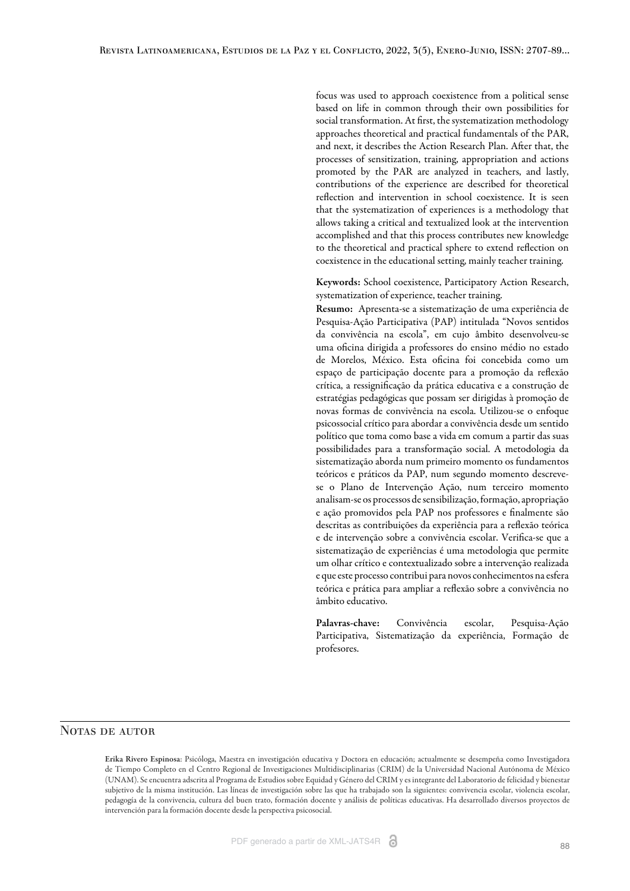focus was used to approach coexistence from a political sense based on life in common through their own possibilities for social transformation. At first, the systematization methodology approaches theoretical and practical fundamentals of the PAR, and next, it describes the Action Research Plan. After that, the processes of sensitization, training, appropriation and actions promoted by the PAR are analyzed in teachers, and lastly, contributions of the experience are described for theoretical reflection and intervention in school coexistence. It is seen that the systematization of experiences is a methodology that allows taking a critical and textualized look at the intervention accomplished and that this process contributes new knowledge to the theoretical and practical sphere to extend reflection on coexistence in the educational setting, mainly teacher training.

**Keywords:** School coexistence, Participatory Action Research, systematization of experience, teacher training.

**Resumo:** Apresenta-se a sistematização de uma experiência de Pesquisa-Ação Participativa (PAP) intitulada "Novos sentidos da convivência na escola", em cujo âmbito desenvolveu-se uma oficina dirigida a professores do ensino médio no estado de Morelos, México. Esta oficina foi concebida como um espaço de participação docente para a promoção da reflexão crítica, a ressignificação da prática educativa e a construção de estratégias pedagógicas que possam ser dirigidas à promoção de novas formas de convivência na escola. Utilizou-se o enfoque psicossocial crítico para abordar a convivência desde um sentido político que toma como base a vida em comum a partir das suas possibilidades para a transformação social. A metodologia da sistematização aborda num primeiro momento os fundamentos teóricos e práticos da PAP, num segundo momento descreve-se o Plano de Intervenção Ação, num terceiro momento analisam-se os processos de sensibilização, formação, apropriação e ação promovidos pela PAP nos professores e finalmente são descritas as contribuições da experiência para a reflexão teórica e de intervenção sobre a convivência escolar. Verifica-se que a sistematização de experiências é uma metodologia que permite um olhar crítico e contextualizado sobre a intervenção realizada e que este processo contribui para novos conhecimentos na esfera teórica e prática para ampliar a reflexão sobre a convivência no âmbito educativo.

**Palavras-chave:** Convivência escolar, Pesquisa-Ação Participativa, Sistematização da experiência, Formação de profesores.

## Notas de autor

**Erika Rivero Espinosa**: Psicóloga, Maestra en investigación educativa y Doctora en educación; actualmente se desempeña como Investigadora de Tiempo Completo en el Centro Regional de Investigaciones Multidisciplinarias (CRIM) de la Universidad Nacional Autónoma de México (UNAM). Se encuentra adscrita al Programa de Estudios sobre Equidad y Género del CRIM y es integrante del Laboratorio de felicidad y bienestar subjetivo de la misma institución. Las líneas de investigación sobre las que ha trabajado son la siguientes: convivencia escolar, violencia escolar, pedagogía de la convivencia, cultura del buen trato, formación docente y análisis de políticas educativas. Ha desarrollado diversos proyectos de intervención para la formación docente desde la perspectiva psicosocial.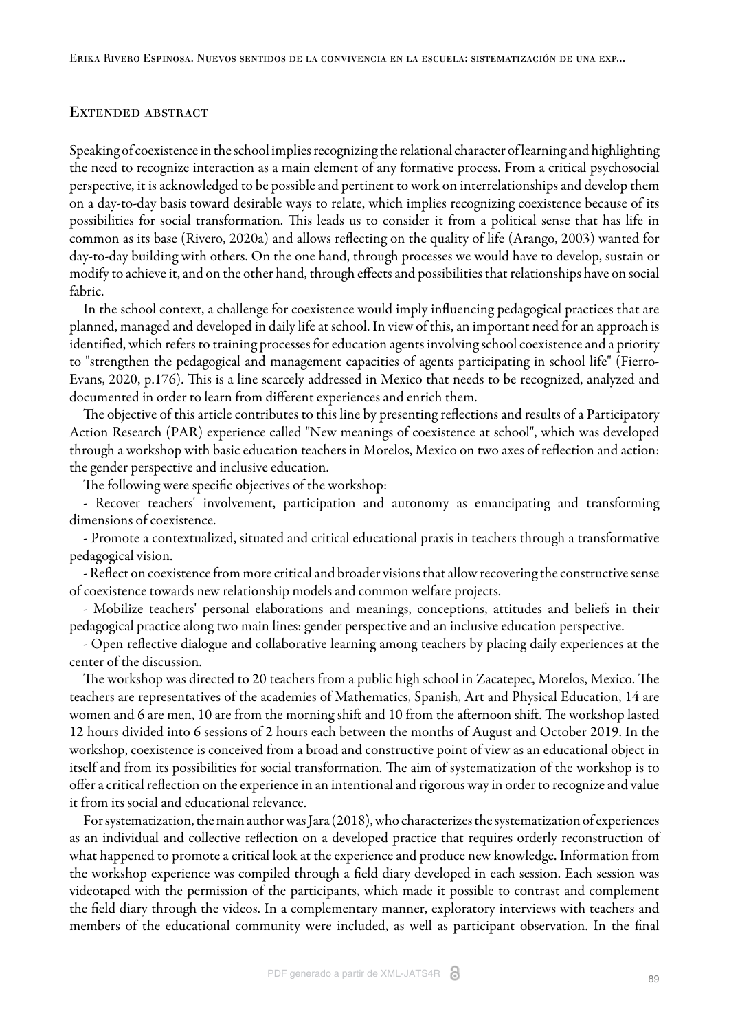## Extended abstract

Speaking of coexistence in the school implies recognizing the relational character of learning and highlighting the need to recognize interaction as a main element of any formative process. From a critical psychosocial perspective, it is acknowledged to be possible and pertinent to work on interrelationships and develop them on a day-to-day basis toward desirable ways to relate, which implies recognizing coexistence because of its possibilities for social transformation. This leads us to consider it from a political sense that has life in common as its base (Rivero, 2020a) and allows reflecting on the quality of life (Arango, 2003) wanted for day-to-day building with others. On the one hand, through processes we would have to develop, sustain or modify to achieve it, and on the other hand, through effects and possibilities that relationships have on social fabric.

In the school context, a challenge for coexistence would imply influencing pedagogical practices that are planned, managed and developed in daily life at school. In view of this, an important need for an approach is identified, which refers to training processes for education agents involving school coexistence and a priority to "strengthen the pedagogical and management capacities of agents participating in school life" (Fierro-Evans, 2020, p.176). This is a line scarcely addressed in Mexico that needs to be recognized, analyzed and documented in order to learn from different experiences and enrich them.

The objective of this article contributes to this line by presenting reflections and results of a Participatory Action Research (PAR) experience called "New meanings of coexistence at school", which was developed through a workshop with basic education teachers in Morelos, Mexico on two axes of reflection and action: the gender perspective and inclusive education.

The following were specific objectives of the workshop:

- Recover teachers' involvement, participation and autonomy as emancipating and transforming dimensions of coexistence.
- Promote a contextualized, situated and critical educational praxis in teachers through a transformative pedagogical vision.
- Reflect on coexistence from more critical and broader visions that allow recovering the constructive sense of coexistence towards new relationship models and common welfare projects.
- Mobilize teachers' personal elaborations and meanings, conceptions, attitudes and beliefs in their pedagogical practice along two main lines: gender perspective and an inclusive education perspective.
- Open reflective dialogue and collaborative learning among teachers by placing daily experiences at the center of the discussion.

The workshop was directed to 20 teachers from a public high school in Zacatepec, Morelos, Mexico. The teachers are representatives of the academies of Mathematics, Spanish, Art and Physical Education, 14 are women and 6 are men, 10 are from the morning shift and 10 from the afternoon shift. The workshop lasted 12 hours divided into 6 sessions of 2 hours each between the months of August and October 2019. In the workshop, coexistence is conceived from a broad and constructive point of view as an educational object in itself and from its possibilities for social transformation. The aim of systematization of the workshop is to offer a critical reflection on the experience in an intentional and rigorous way in order to recognize and value it from its social and educational relevance.

For systematization, the main author was Jara (2018), who characterizes the systematization of experiences as an individual and collective reflection on a developed practice that requires orderly reconstruction of what happened to promote a critical look at the experience and produce new knowledge. Information from the workshop experience was compiled through a field diary developed in each session. Each session was videotaped with the permission of the participants, which made it possible to contrast and complement the field diary through the videos. In a complementary manner, exploratory interviews with teachers and members of the educational community were included, as well as participant observation. In the final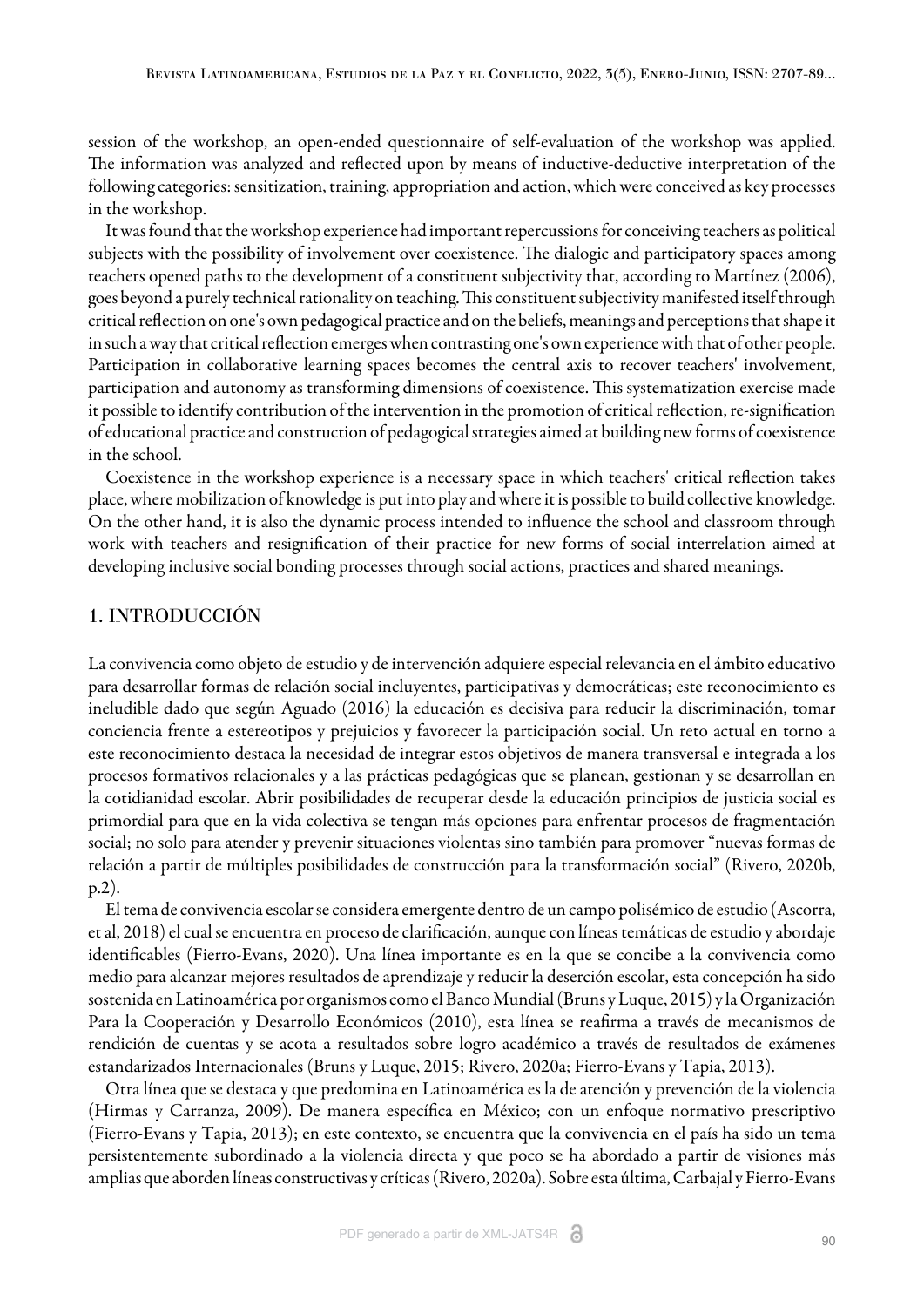session of the workshop, an open-ended questionnaire of self-evaluation of the workshop was applied. The information was analyzed and reflected upon by means of inductive-deductive interpretation of the following categories: sensitization, training, appropriation and action, which were conceived as key processes in the workshop.

It was found that the workshop experience had important repercussions for conceiving teachers as political subjects with the possibility of involvement over coexistence. The dialogic and participatory spaces among teachers opened paths to the development of a constituent subjectivity that, according to Martínez (2006), goes beyond a purely technical rationality on teaching. This constituent subjectivity manifested itself through critical reflection on one's own pedagogical practice and on the beliefs, meanings and perceptions that shape it in such a way that critical reflection emerges when contrasting one's own experience with that of other people. Participation in collaborative learning spaces becomes the central axis to recover teachers' involvement, participation and autonomy as transforming dimensions of coexistence. This systematization exercise made it possible to identify contribution of the intervention in the promotion of critical reflection, re-signification of educational practice and construction of pedagogical strategies aimed at building new forms of coexistence in the school.

Coexistence in the workshop experience is a necessary space in which teachers' critical reflection takes place, where mobilization of knowledge is put into play and where it is possible to build collective knowledge. On the other hand, it is also the dynamic process intended to influence the school and classroom through work with teachers and resignification of their practice for new forms of social interrelation aimed at developing inclusive social bonding processes through social actions, practices and shared meanings.

## 1. INTRODUCCIÓN

La convivencia como objeto de estudio y de intervención adquiere especial relevancia en el ámbito educativo para desarrollar formas de relación social incluyentes, participativas y democráticas; este reconocimiento es ineludible dado que según Aguado (2016) la educación es decisiva para reducir la discriminación, tomar conciencia frente a estereotipos y prejuicios y favorecer la participación social. Un reto actual en torno a este reconocimiento destaca la necesidad de integrar estos objetivos de manera transversal e integrada a los procesos formativos relacionales y a las prácticas pedagógicas que se planean, gestionan y se desarrollan en la cotidianidad escolar. Abrir posibilidades de recuperar desde la educación principios de justicia social es primordial para que en la vida colectiva se tengan más opciones para enfrentar procesos de fragmentación social; no solo para atender y prevenir situaciones violentas sino también para promover "nuevas formas de relación a partir de múltiples posibilidades de construcción para la transformación social" (Rivero, 2020b, p.2).

El tema de convivencia escolar se considera emergente dentro de un campo polisémico de estudio (Ascorra, et al, 2018) el cual se encuentra en proceso de clarificación, aunque con líneas temáticas de estudio y abordaje identificables (Fierro-Evans, 2020). Una línea importante es en la que se concibe a la convivencia como medio para alcanzar mejores resultados de aprendizaje y reducir la deserción escolar, esta concepción ha sido sostenida en Latinoamérica por organismos como el Banco Mundial (Bruns y Luque, 2015) y la Organización Para la Cooperación y Desarrollo Económicos (2010), esta línea se reafirma a través de mecanismos de rendición de cuentas y se acota a resultados sobre logro académico a través de resultados de exámenes estandarizados Internacionales (Bruns y Luque, 2015; Rivero, 2020a; Fierro-Evans y Tapia, 2013).

Otra línea que se destaca y que predomina en Latinoamérica es la de atención y prevención de la violencia (Hirmas y Carranza, 2009). De manera específica en México; con un enfoque normativo prescriptivo (Fierro-Evans y Tapia, 2013); en este contexto, se encuentra que la convivencia en el país ha sido un tema persistentemente subordinado a la violencia directa y que poco se ha abordado a partir de visiones más amplias que aborden líneas constructivas y críticas (Rivero, 2020a). Sobre esta última, Carbajal y Fierro-Evans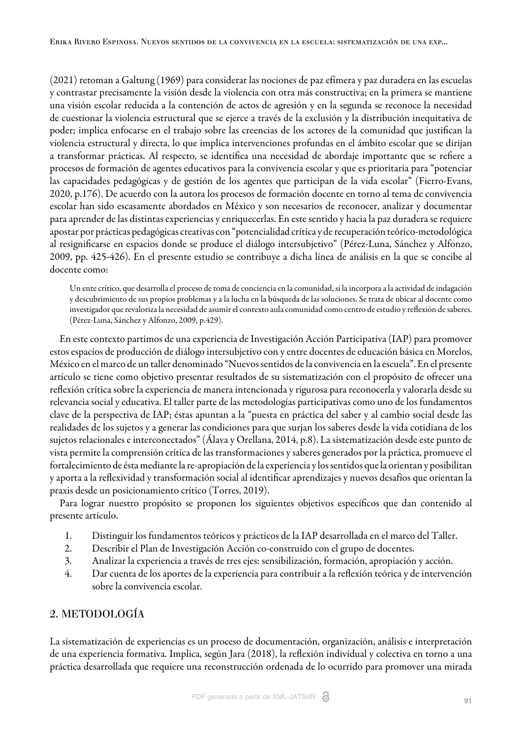(2021) retoman a Galtung (1969) para considerar las nociones de paz efímera y paz duradera en las escuelas y contrastar precisamente la visión desde la violencia con otra más constructiva; en la primera se mantiene una visión escolar reducida a la contención de actos de agresión y en la segunda se reconoce la necesidad de cuestionar la violencia estructural que se ejerce a través de la exclusión y la distribución inequitativa de poder; implica enfocarse en el trabajo sobre las creencias de los actores de la comunidad que justifican la violencia estructural y directa, lo que implica intervenciones profundas en el ámbito escolar que se dirijan a transformar prácticas. Al respecto, se identifica una necesidad de abordaje importante que se refiere a procesos de formación de agentes educativos para la convivencia escolar y que es prioritaria para "potenciar las capacidades pedagógicas y de gestión de los agentes que participan de la vida escolar" (Fierro-Evans, 2020, p.176). De acuerdo con la autora los procesos de formación docente en torno al tema de convivencia escolar han sido escasamente abordados en México y son necesarios de reconocer, analizar y documentar para aprender de las distintas experiencias y enriquecerlas. En este sentido y hacia la paz duradera se requiere apostar por prácticas pedagógicas creativas con "potencialidad crítica y de recuperación teórico-metodológica al resignificarse en espacios donde se produce el diálogo intersubjetivo" (Pérez-Luna, Sánchez y Alfonzo, 2009, pp. 425-426). En el presente estudio se contribuye a dicha línea de análisis en la que se concibe al docente como:

> Un ente crítico, que desarrolla el proceso de toma de conciencia en la comunidad, si la incorpora a la actividad de indagación y descubrimiento de sus propios problemas y a la lucha en la búsqueda de las soluciones. Se trata de ubicar al docente como investigador que revaloriza la necesidad de asumir el contexto aula comunidad como centro de estudio y reflexión de saberes. (Pérez-Luna, Sánchez y Alfonzo, 2009, p.429).

En este contexto partimos de una experiencia de Investigación Acción Participativa (IAP) para promover estos espacios de producción de diálogo intersubjetivo con y entre docentes de educación básica en Morelos, México en el marco de un taller denominado "Nuevos sentidos de la convivencia en la escuela". En el presente artículo se tiene como objetivo presentar resultados de su sistematización con el propósito de ofrecer una reflexión crítica sobre la experiencia de manera intencionada y rigurosa para reconocerla y valorarla desde su relevancia social y educativa. El taller parte de las metodologías participativas como uno de los fundamentos clave de la perspectiva de IAP; éstas apuntan a la "puesta en práctica del saber y al cambio social desde las realidades de los sujetos y a generar las condiciones para que surjan los saberes desde la vida cotidiana de los sujetos relacionales e interconectados" (Álava y Orellana, 2014, p.8). La sistematización desde este punto de vista permite la comprensión crítica de las transformaciones y saberes generados por la práctica, promueve el fortalecimiento de ésta mediante la re-apropiación de la experiencia y los sentidos que la orientan y posibilitan y aporta a la reflexividad y transformación social al identificar aprendizajes y nuevos desafíos que orientan la praxis desde un posicionamiento crítico (Torres, 2019).

Para lograr nuestro propósito se proponen los siguientes objetivos específicos que dan contenido al presente artículo.

1. Distinguir los fundamentos teóricos y prácticos de la IAP desarrollada en el marco del Taller.
2. Describir el Plan de Investigación Acción co-construido con el grupo de docentes.
3. Analizar la experiencia a través de tres ejes: sensibilización, formación, apropiación y acción.
4. Dar cuenta de los aportes de la experiencia para contribuir a la reflexión teórica y de intervención sobre la convivencia escolar.

## 2. METODOLOGÍA

La sistematización de experiencias es un proceso de documentación, organización, análisis e interpretación de una experiencia formativa. Implica, según Jara (2018), la reflexión individual y colectiva en torno a una práctica desarrollada que requiere una reconstrucción ordenada de lo ocurrido para promover una mirada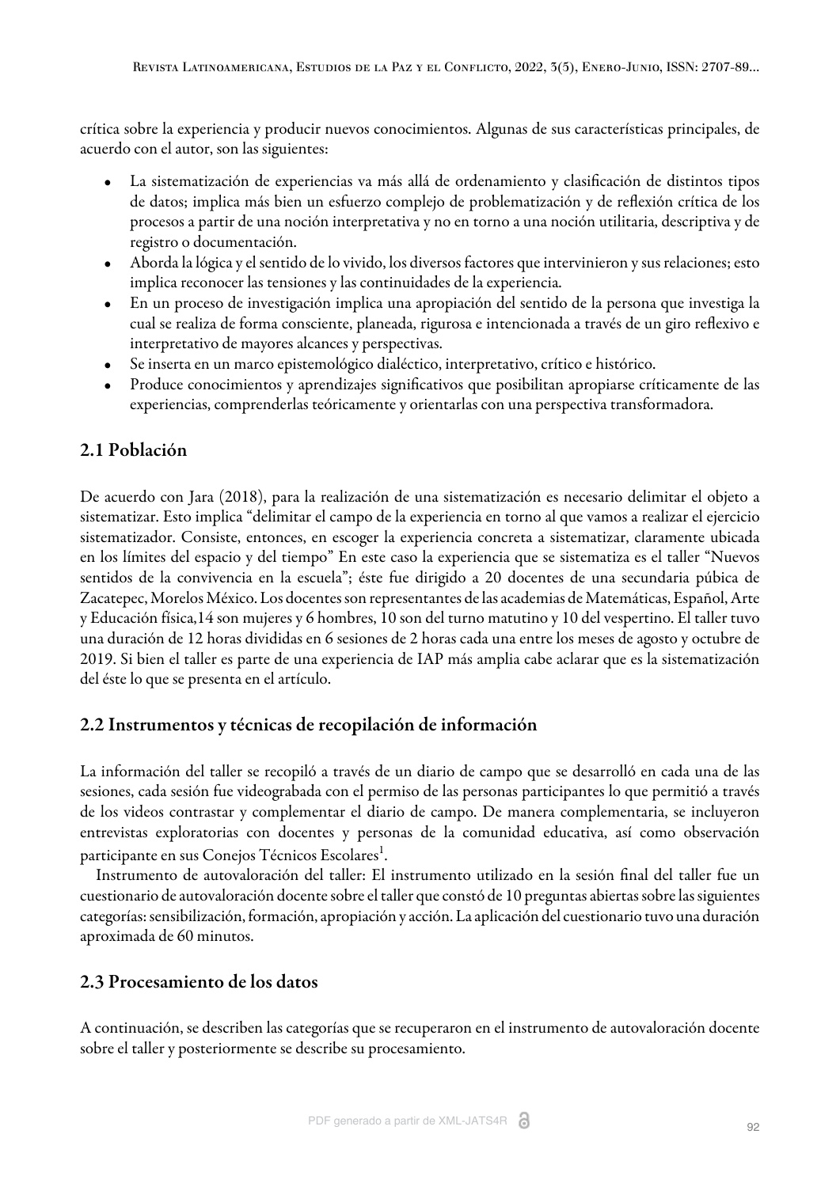crítica sobre la experiencia y producir nuevos conocimientos. Algunas de sus características principales, de acuerdo con el autor, son las siguientes:

- La sistematización de experiencias va más allá de ordenamiento y clasificación de distintos tipos de datos; implica más bien un esfuerzo complejo de problematización y de reflexión crítica de los procesos a partir de una noción interpretativa y no en torno a una noción utilitaria, descriptiva y de registro o documentación.
- Aborda la lógica y el sentido de lo vivido, los diversos factores que intervinieron y sus relaciones; esto implica reconocer las tensiones y las continuidades de la experiencia.
- En un proceso de investigación implica una apropiación del sentido de la persona que investiga la cual se realiza de forma consciente, planeada, rigurosa e intencionada a través de un giro reflexivo e interpretativo de mayores alcances y perspectivas.
- Se inserta en un marco epistemológico dialéctico, interpretativo, crítico e histórico.
- Produce conocimientos y aprendizajes significativos que posibilitan apropiarse críticamente de las experiencias, comprenderlas teóricamente y orientarlas con una perspectiva transformadora.

## 2.1 Población

De acuerdo con Jara (2018), para la realización de una sistematización es necesario delimitar el objeto a sistematizar. Esto implica "delimitar el campo de la experiencia en torno al que vamos a realizar el ejercicio sistematizador. Consiste, entonces, en escoger la experiencia concreta a sistematizar, claramente ubicada en los límites del espacio y del tiempo" En este caso la experiencia que se sistematiza es el taller "Nuevos sentidos de la convivencia en la escuela"; éste fue dirigido a 20 docentes de una secundaria púbica de Zacatepec, Morelos México. Los docentes son representantes de las academias de Matemáticas, Español, Arte y Educación física,14 son mujeres y 6 hombres, 10 son del turno matutino y 10 del vespertino. El taller tuvo una duración de 12 horas divididas en 6 sesiones de 2 horas cada una entre los meses de agosto y octubre de 2019. Si bien el taller es parte de una experiencia de IAP más amplia cabe aclarar que es la sistematización del éste lo que se presenta en el artículo.

## 2.2 Instrumentos y técnicas de recopilación de información

La información del taller se recopiló a través de un diario de campo que se desarrolló en cada una de las sesiones, cada sesión fue videograbada con el permiso de las personas participantes lo que permitió a través de los videos contrastar y complementar el diario de campo. De manera complementaria, se incluyeron entrevistas exploratorias con docentes y personas de la comunidad educativa, así como observación participante en sus Conejos Técnicos Escolares[1].

Instrumento de autovaloración del taller: El instrumento utilizado en la sesión final del taller fue un cuestionario de autovaloración docente sobre el taller que constó de 10 preguntas abiertas sobre las siguientes categorías: sensibilización, formación, apropiación y acción. La aplicación del cuestionario tuvo una duración aproximada de 60 minutos.

## 2.3 Procesamiento de los datos

A continuación, se describen las categorías que se recuperaron en el instrumento de autovaloración docente sobre el taller y posteriormente se describe su procesamiento.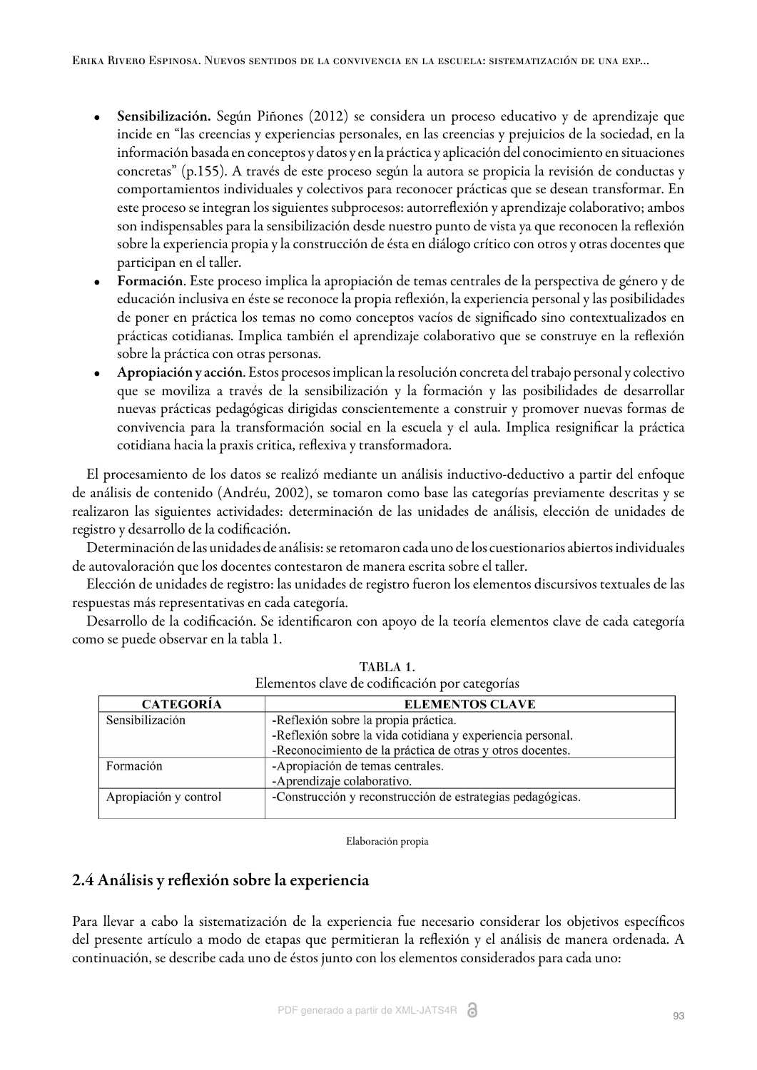- **Sensibilización.** Según Piñones (2012) se considera un proceso educativo y de aprendizaje que incide en "las creencias y experiencias personales, en las creencias y prejuicios de la sociedad, en la información basada en conceptos y datos y en la práctica y aplicación del conocimiento en situaciones concretas" (p.155). A través de este proceso según la autora se propicia la revisión de conductas y comportamientos individuales y colectivos para reconocer prácticas que se desean transformar. En este proceso se integran los siguientes subprocesos: autorreflexión y aprendizaje colaborativo; ambos son indispensables para la sensibilización desde nuestro punto de vista ya que reconocen la reflexión sobre la experiencia propia y la construcción de ésta en diálogo crítico con otros y otras docentes que participan en el taller.
- **Formación**. Este proceso implica la apropiación de temas centrales de la perspectiva de género y de educación inclusiva en éste se reconoce la propia reflexión, la experiencia personal y las posibilidades de poner en práctica los temas no como conceptos vacíos de significado sino contextualizados en prácticas cotidianas. Implica también el aprendizaje colaborativo que se construye en la reflexión sobre la práctica con otras personas.
- **Apropiación y acción**. Estos procesos implican la resolución concreta del trabajo personal y colectivo que se moviliza a través de la sensibilización y la formación y las posibilidades de desarrollar nuevas prácticas pedagógicas dirigidas conscientemente a construir y promover nuevas formas de convivencia para la transformación social en la escuela y el aula. Implica resignificar la práctica cotidiana hacia la praxis critica, reflexiva y transformadora.

El procesamiento de los datos se realizó mediante un análisis inductivo-deductivo a partir del enfoque de análisis de contenido (Andréu, 2002), se tomaron como base las categorías previamente descritas y se realizaron las siguientes actividades: determinación de las unidades de análisis, elección de unidades de registro y desarrollo de la codificación.

Determinación de las unidades de análisis: se retomaron cada uno de los cuestionarios abiertos individuales de autovaloración que los docentes contestaron de manera escrita sobre el taller.

Elección de unidades de registro: las unidades de registro fueron los elementos discursivos textuales de las respuestas más representativas en cada categoría.

Desarrollo de la codificación. Se identificaron con apoyo de la teoría elementos clave de cada categoría como se puede observar en la tabla 1.

TABLA 1.
Elementos clave de codificación por categorías

| CATEGORÍA | ELEMENTOS CLAVE |
|---|---|
| Sensibilización | -Reflexión sobre la propia práctica.<br>-Reflexión sobre la vida cotidiana y experiencia personal.<br>-Reconocimiento de la práctica de otras y otros docentes. |
| Formación | -Apropiación de temas centrales.<br>-Aprendizaje colaborativo. |
| Apropiación y control | -Construcción y reconstrucción de estrategias pedagógicas. |

Elaboración propia

## 2.4 Análisis y reflexión sobre la experiencia

Para llevar a cabo la sistematización de la experiencia fue necesario considerar los objetivos específicos del presente artículo a modo de etapas que permitieran la reflexión y el análisis de manera ordenada. A continuación, se describe cada uno de éstos junto con los elementos considerados para cada uno: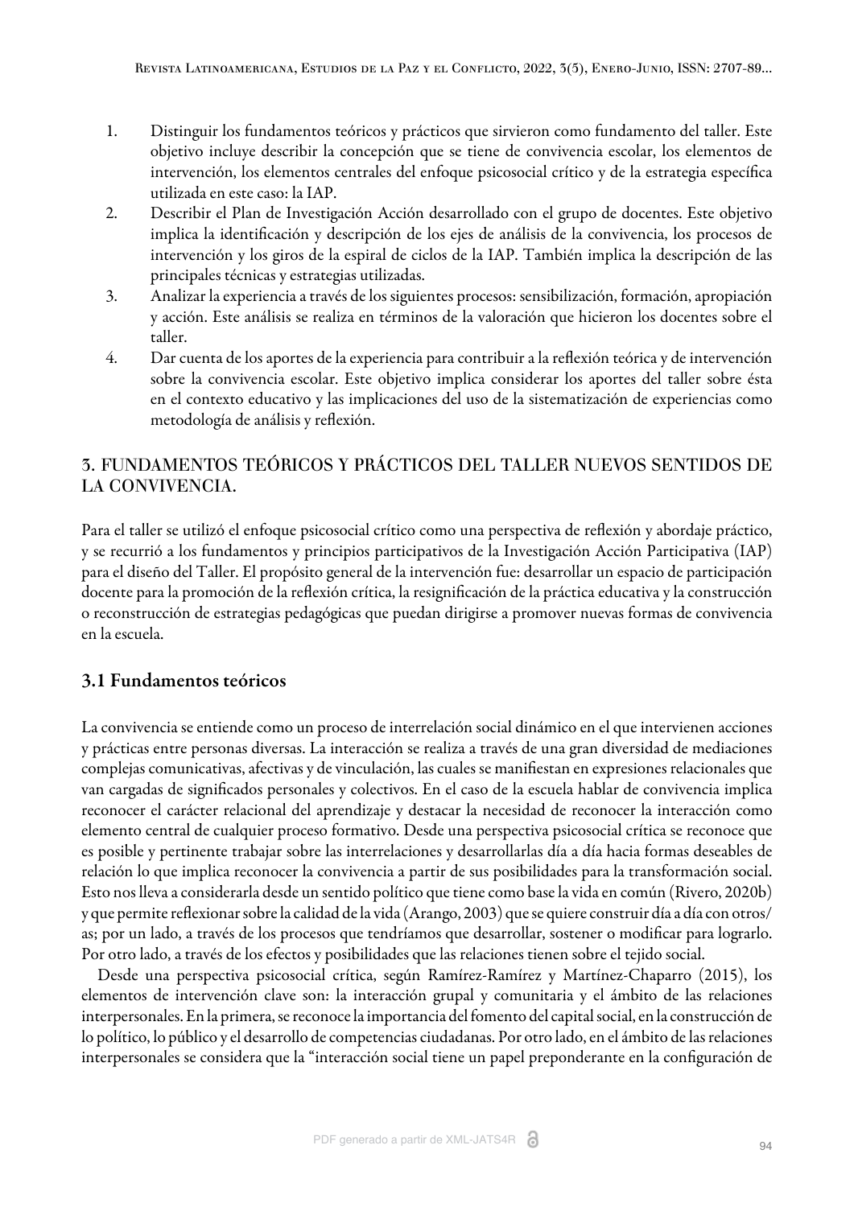1. Distinguir los fundamentos teóricos y prácticos que sirvieron como fundamento del taller. Este objetivo incluye describir la concepción que se tiene de convivencia escolar, los elementos de intervención, los elementos centrales del enfoque psicosocial crítico y de la estrategia específica utilizada en este caso: la IAP.
2. Describir el Plan de Investigación Acción desarrollado con el grupo de docentes. Este objetivo implica la identificación y descripción de los ejes de análisis de la convivencia, los procesos de intervención y los giros de la espiral de ciclos de la IAP. También implica la descripción de las principales técnicas y estrategias utilizadas.
3. Analizar la experiencia a través de los siguientes procesos: sensibilización, formación, apropiación y acción. Este análisis se realiza en términos de la valoración que hicieron los docentes sobre el taller.
4. Dar cuenta de los aportes de la experiencia para contribuir a la reflexión teórica y de intervención sobre la convivencia escolar. Este objetivo implica considerar los aportes del taller sobre ésta en el contexto educativo y las implicaciones del uso de la sistematización de experiencias como metodología de análisis y reflexión.

## 3. FUNDAMENTOS TEÓRICOS Y PRÁCTICOS DEL TALLER NUEVOS SENTIDOS DE LA CONVIVENCIA.

Para el taller se utilizó el enfoque psicosocial crítico como una perspectiva de reflexión y abordaje práctico, y se recurrió a los fundamentos y principios participativos de la Investigación Acción Participativa (IAP) para el diseño del Taller. El propósito general de la intervención fue: desarrollar un espacio de participación docente para la promoción de la reflexión crítica, la resignificación de la práctica educativa y la construcción o reconstrucción de estrategias pedagógicas que puedan dirigirse a promover nuevas formas de convivencia en la escuela.

### 3.1 Fundamentos teóricos

La convivencia se entiende como un proceso de interrelación social dinámico en el que intervienen acciones y prácticas entre personas diversas. La interacción se realiza a través de una gran diversidad de mediaciones complejas comunicativas, afectivas y de vinculación, las cuales se manifiestan en expresiones relacionales que van cargadas de significados personales y colectivos. En el caso de la escuela hablar de convivencia implica reconocer el carácter relacional del aprendizaje y destacar la necesidad de reconocer la interacción como elemento central de cualquier proceso formativo. Desde una perspectiva psicosocial crítica se reconoce que es posible y pertinente trabajar sobre las interrelaciones y desarrollarlas día a día hacia formas deseables de relación lo que implica reconocer la convivencia a partir de sus posibilidades para la transformación social. Esto nos lleva a considerarla desde un sentido político que tiene como base la vida en común (Rivero, 2020b) y que permite reflexionar sobre la calidad de la vida (Arango, 2003) que se quiere construir día a día con otros/as; por un lado, a través de los procesos que tendríamos que desarrollar, sostener o modificar para lograrlo. Por otro lado, a través de los efectos y posibilidades que las relaciones tienen sobre el tejido social.

Desde una perspectiva psicosocial crítica, según Ramírez-Ramírez y Martínez-Chaparro (2015), los elementos de intervención clave son: la interacción grupal y comunitaria y el ámbito de las relaciones interpersonales. En la primera, se reconoce la importancia del fomento del capital social, en la construcción de lo político, lo público y el desarrollo de competencias ciudadanas. Por otro lado, en el ámbito de las relaciones interpersonales se considera que la "interacción social tiene un papel preponderante en la configuración de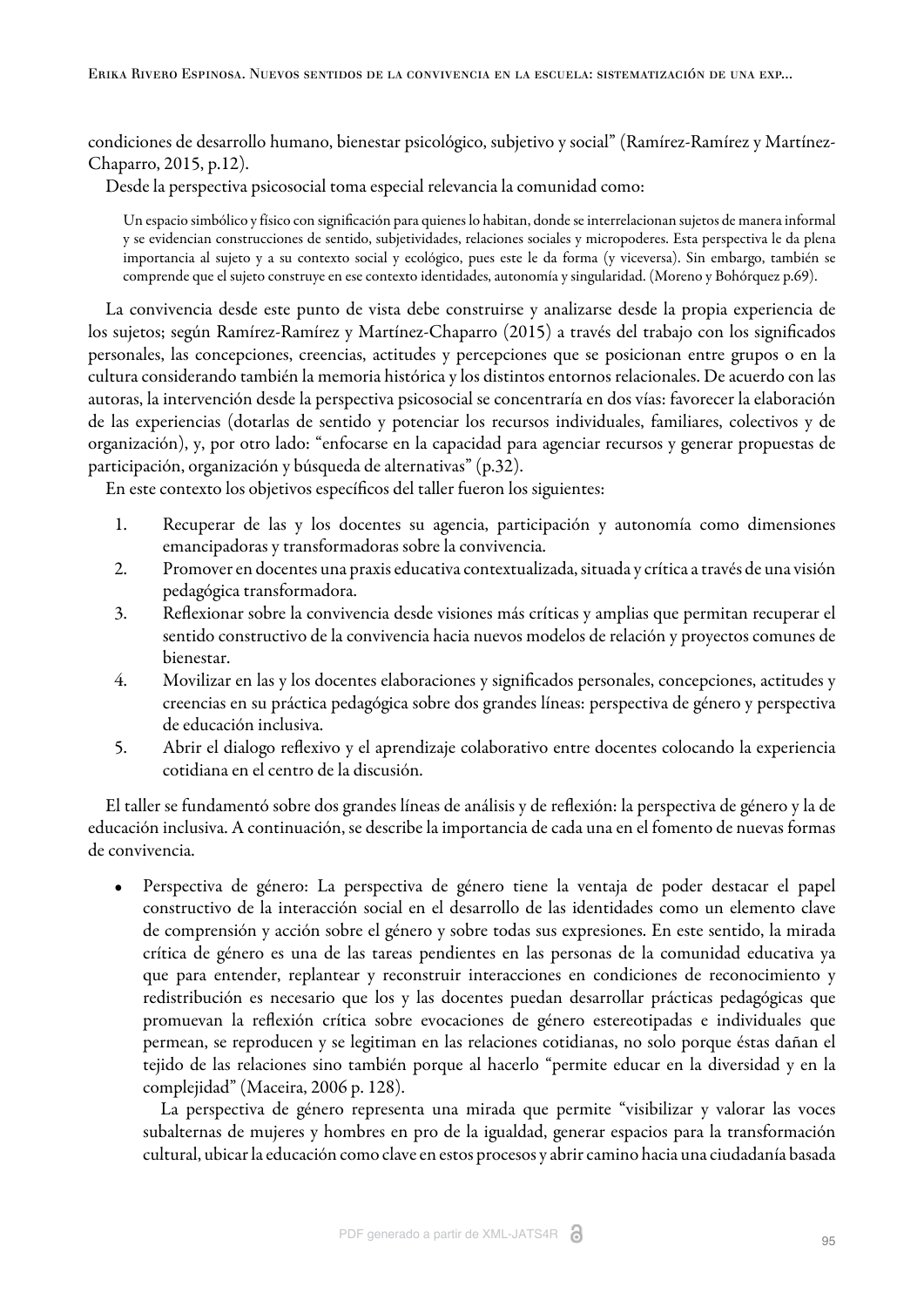condiciones de desarrollo humano, bienestar psicológico, subjetivo y social" (Ramírez-Ramírez y Martínez-Chaparro, 2015, p.12).

Desde la perspectiva psicosocial toma especial relevancia la comunidad como:

> Un espacio simbólico y físico con significación para quienes lo habitan, donde se interrelacionan sujetos de manera informal y se evidencian construcciones de sentido, subjetividades, relaciones sociales y micropoderes. Esta perspectiva le da plena importancia al sujeto y a su contexto social y ecológico, pues este le da forma (y viceversa). Sin embargo, también se comprende que el sujeto construye en ese contexto identidades, autonomía y singularidad. (Moreno y Bohórquez p.69).

La convivencia desde este punto de vista debe construirse y analizarse desde la propia experiencia de los sujetos; según Ramírez-Ramírez y Martínez-Chaparro (2015) a través del trabajo con los significados personales, las concepciones, creencias, actitudes y percepciones que se posicionan entre grupos o en la cultura considerando también la memoria histórica y los distintos entornos relacionales. De acuerdo con las autoras, la intervención desde la perspectiva psicosocial se concentraría en dos vías: favorecer la elaboración de las experiencias (dotarlas de sentido y potenciar los recursos individuales, familiares, colectivos y de organización), y, por otro lado: "enfocarse en la capacidad para agenciar recursos y generar propuestas de participación, organización y búsqueda de alternativas" (p.32).

En este contexto los objetivos específicos del taller fueron los siguientes:

1. Recuperar de las y los docentes su agencia, participación y autonomía como dimensiones emancipadoras y transformadoras sobre la convivencia.
2. Promover en docentes una praxis educativa contextualizada, situada y crítica a través de una visión pedagógica transformadora.
3. Reflexionar sobre la convivencia desde visiones más críticas y amplias que permitan recuperar el sentido constructivo de la convivencia hacia nuevos modelos de relación y proyectos comunes de bienestar.
4. Movilizar en las y los docentes elaboraciones y significados personales, concepciones, actitudes y creencias en su práctica pedagógica sobre dos grandes líneas: perspectiva de género y perspectiva de educación inclusiva.
5. Abrir el dialogo reflexivo y el aprendizaje colaborativo entre docentes colocando la experiencia cotidiana en el centro de la discusión.

El taller se fundamentó sobre dos grandes líneas de análisis y de reflexión: la perspectiva de género y la de educación inclusiva. A continuación, se describe la importancia de cada una en el fomento de nuevas formas de convivencia.

- Perspectiva de género: La perspectiva de género tiene la ventaja de poder destacar el papel constructivo de la interacción social en el desarrollo de las identidades como un elemento clave de comprensión y acción sobre el género y sobre todas sus expresiones. En este sentido, la mirada crítica de género es una de las tareas pendientes en las personas de la comunidad educativa ya que para entender, replantear y reconstruir interacciones en condiciones de reconocimiento y redistribución es necesario que los y las docentes puedan desarrollar prácticas pedagógicas que promuevan la reflexión crítica sobre evocaciones de género estereotipadas e individuales que permean, se reproducen y se legitiman en las relaciones cotidianas, no solo porque éstas dañan el tejido de las relaciones sino también porque al hacerlo "permite educar en la diversidad y en la complejidad" (Maceira, 2006 p. 128).

  La perspectiva de género representa una mirada que permite "visibilizar y valorar las voces subalternas de mujeres y hombres en pro de la igualdad, generar espacios para la transformación cultural, ubicar la educación como clave en estos procesos y abrir camino hacia una ciudadanía basada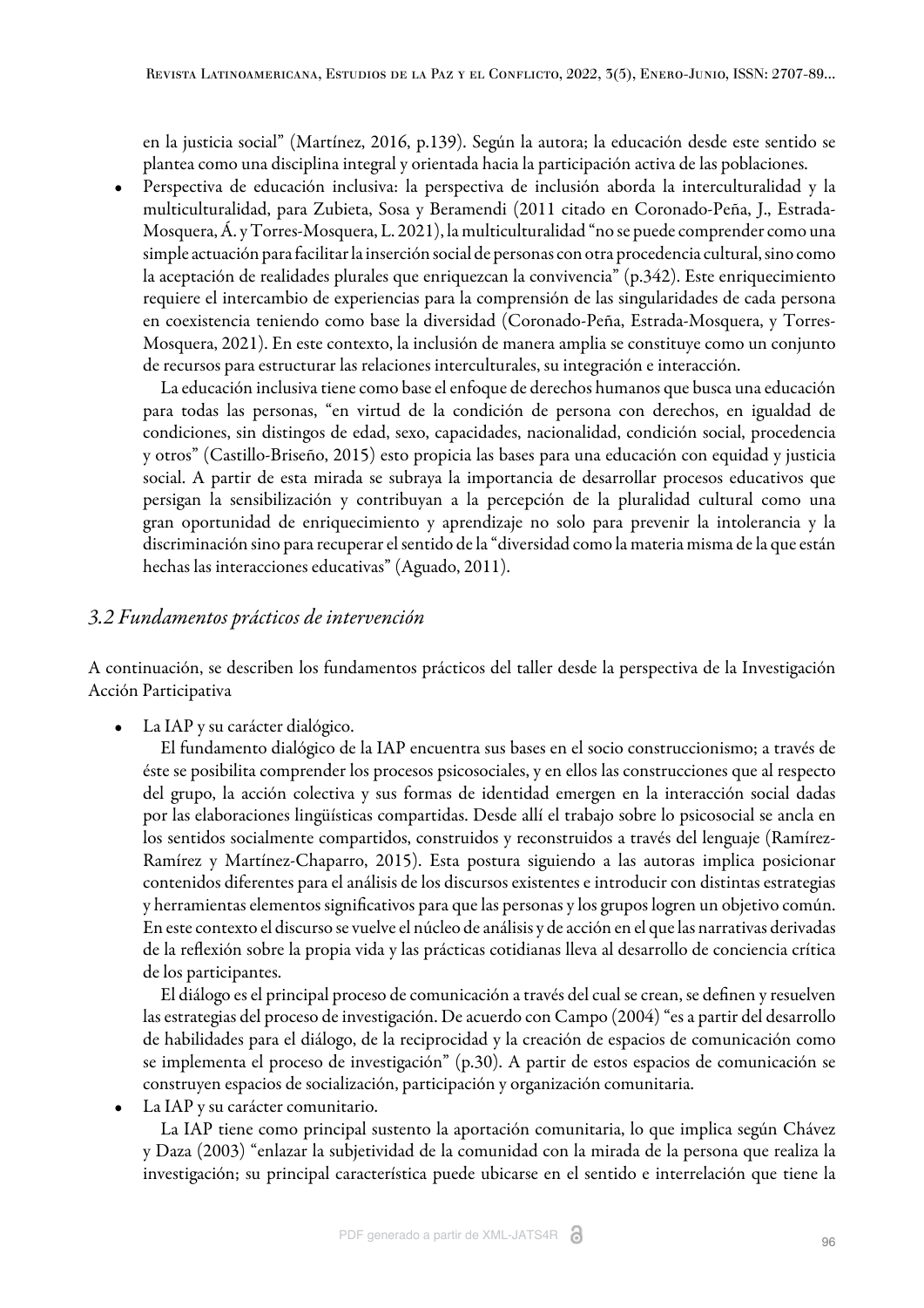en la justicia social" (Martínez, 2016, p.139). Según la autora; la educación desde este sentido se plantea como una disciplina integral y orientada hacia la participación activa de las poblaciones.

- Perspectiva de educación inclusiva: la perspectiva de inclusión aborda la interculturalidad y la multiculturalidad, para Zubieta, Sosa y Beramendi (2011 citado en Coronado-Peña, J., Estrada-Mosquera, Á. y Torres-Mosquera, L. 2021), la multiculturalidad "no se puede comprender como una simple actuación para facilitar la inserción social de personas con otra procedencia cultural, sino como la aceptación de realidades plurales que enriquezcan la convivencia" (p.342). Este enriquecimiento requiere el intercambio de experiencias para la comprensión de las singularidades de cada persona en coexistencia teniendo como base la diversidad (Coronado-Peña, Estrada-Mosquera, y Torres-Mosquera, 2021). En este contexto, la inclusión de manera amplia se constituye como un conjunto de recursos para estructurar las relaciones interculturales, su integración e interacción.

  La educación inclusiva tiene como base el enfoque de derechos humanos que busca una educación para todas las personas, "en virtud de la condición de persona con derechos, en igualdad de condiciones, sin distingos de edad, sexo, capacidades, nacionalidad, condición social, procedencia y otros" (Castillo-Briseño, 2015) esto propicia las bases para una educación con equidad y justicia social. A partir de esta mirada se subraya la importancia de desarrollar procesos educativos que persigan la sensibilización y contribuyan a la percepción de la pluralidad cultural como una gran oportunidad de enriquecimiento y aprendizaje no solo para prevenir la intolerancia y la discriminación sino para recuperar el sentido de la "diversidad como la materia misma de la que están hechas las interacciones educativas" (Aguado, 2011).

### *3.2 Fundamentos prácticos de intervención*

A continuación, se describen los fundamentos prácticos del taller desde la perspectiva de la Investigación Acción Participativa

- La IAP y su carácter dialógico.

  El fundamento dialógico de la IAP encuentra sus bases en el socio construccionismo; a través de éste se posibilita comprender los procesos psicosociales, y en ellos las construcciones que al respecto del grupo, la acción colectiva y sus formas de identidad emergen en la interacción social dadas por las elaboraciones lingüísticas compartidas. Desde allí el trabajo sobre lo psicosocial se ancla en los sentidos socialmente compartidos, construidos y reconstruidos a través del lenguaje (Ramírez-Ramírez y Martínez-Chaparro, 2015). Esta postura siguiendo a las autoras implica posicionar contenidos diferentes para el análisis de los discursos existentes e introducir con distintas estrategias y herramientas elementos significativos para que las personas y los grupos logren un objetivo común. En este contexto el discurso se vuelve el núcleo de análisis y de acción en el que las narrativas derivadas de la reflexión sobre la propia vida y las prácticas cotidianas lleva al desarrollo de conciencia crítica de los participantes.

  El diálogo es el principal proceso de comunicación a través del cual se crean, se definen y resuelven las estrategias del proceso de investigación. De acuerdo con Campo (2004) "es a partir del desarrollo de habilidades para el diálogo, de la reciprocidad y la creación de espacios de comunicación como se implementa el proceso de investigación" (p.30). A partir de estos espacios de comunicación se construyen espacios de socialización, participación y organización comunitaria.

- La IAP y su carácter comunitario.

  La IAP tiene como principal sustento la aportación comunitaria, lo que implica según Chávez y Daza (2003) "enlazar la subjetividad de la comunidad con la mirada de la persona que realiza la investigación; su principal característica puede ubicarse en el sentido e interrelación que tiene la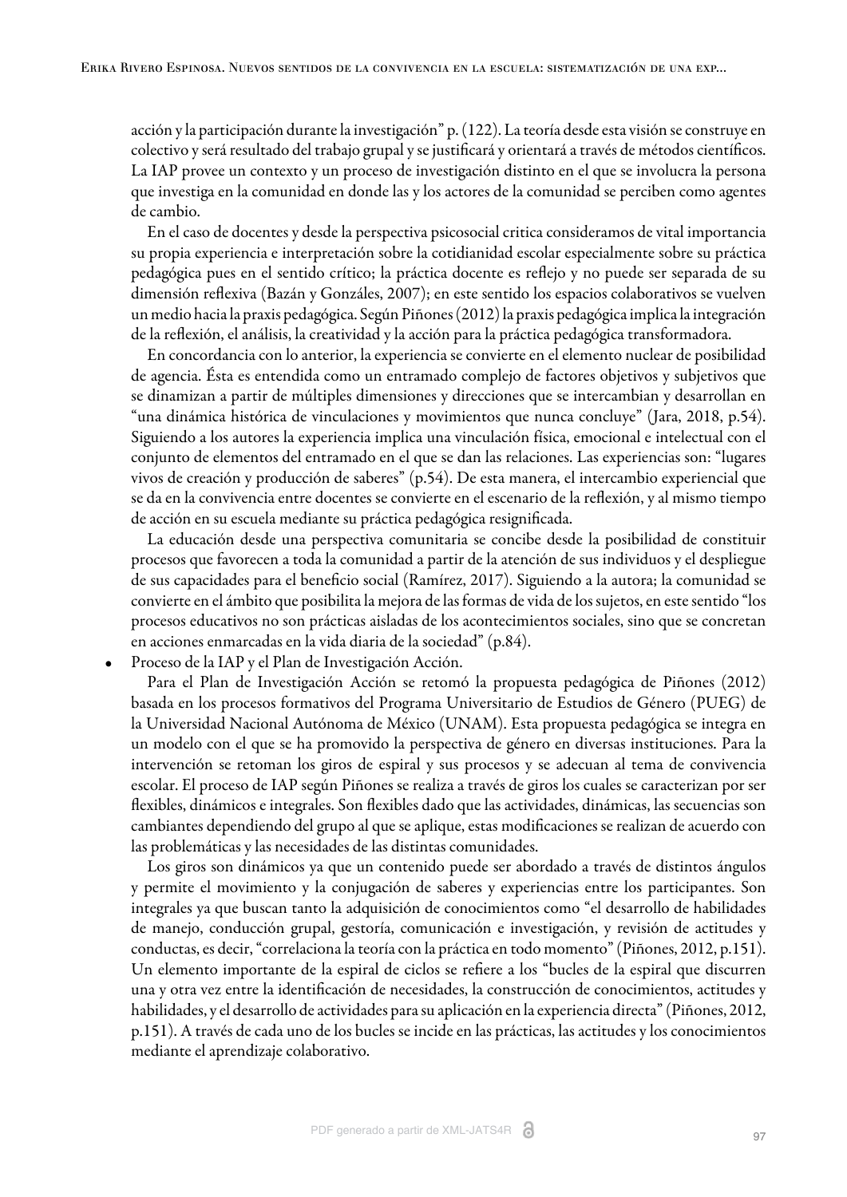acción y la participación durante la investigación" p. (122). La teoría desde esta visión se construye en colectivo y será resultado del trabajo grupal y se justificará y orientará a través de métodos científicos. La IAP provee un contexto y un proceso de investigación distinto en el que se involucra la persona que investiga en la comunidad en donde las y los actores de la comunidad se perciben como agentes de cambio.

En el caso de docentes y desde la perspectiva psicosocial critica consideramos de vital importancia su propia experiencia e interpretación sobre la cotidianidad escolar especialmente sobre su práctica pedagógica pues en el sentido crítico; la práctica docente es reflejo y no puede ser separada de su dimensión reflexiva (Bazán y Gonzáles, 2007); en este sentido los espacios colaborativos se vuelven un medio hacia la praxis pedagógica. Según Piñones (2012) la praxis pedagógica implica la integración de la reflexión, el análisis, la creatividad y la acción para la práctica pedagógica transformadora.

En concordancia con lo anterior, la experiencia se convierte en el elemento nuclear de posibilidad de agencia. Ésta es entendida como un entramado complejo de factores objetivos y subjetivos que se dinamizan a partir de múltiples dimensiones y direcciones que se intercambian y desarrollan en "una dinámica histórica de vinculaciones y movimientos que nunca concluye" (Jara, 2018, p.54). Siguiendo a los autores la experiencia implica una vinculación física, emocional e intelectual con el conjunto de elementos del entramado en el que se dan las relaciones. Las experiencias son: "lugares vivos de creación y producción de saberes" (p.54). De esta manera, el intercambio experiencial que se da en la convivencia entre docentes se convierte en el escenario de la reflexión, y al mismo tiempo de acción en su escuela mediante su práctica pedagógica resignificada.

La educación desde una perspectiva comunitaria se concibe desde la posibilidad de constituir procesos que favorecen a toda la comunidad a partir de la atención de sus individuos y el despliegue de sus capacidades para el beneficio social (Ramírez, 2017). Siguiendo a la autora; la comunidad se convierte en el ámbito que posibilita la mejora de las formas de vida de los sujetos, en este sentido "los procesos educativos no son prácticas aisladas de los acontecimientos sociales, sino que se concretan en acciones enmarcadas en la vida diaria de la sociedad" (p.84).

- Proceso de la IAP y el Plan de Investigación Acción.

Para el Plan de Investigación Acción se retomó la propuesta pedagógica de Piñones (2012) basada en los procesos formativos del Programa Universitario de Estudios de Género (PUEG) de la Universidad Nacional Autónoma de México (UNAM). Esta propuesta pedagógica se integra en un modelo con el que se ha promovido la perspectiva de género en diversas instituciones. Para la intervención se retoman los giros de espiral y sus procesos y se adecuan al tema de convivencia escolar. El proceso de IAP según Piñones se realiza a través de giros los cuales se caracterizan por ser flexibles, dinámicos e integrales. Son flexibles dado que las actividades, dinámicas, las secuencias son cambiantes dependiendo del grupo al que se aplique, estas modificaciones se realizan de acuerdo con las problemáticas y las necesidades de las distintas comunidades.

Los giros son dinámicos ya que un contenido puede ser abordado a través de distintos ángulos y permite el movimiento y la conjugación de saberes y experiencias entre los participantes. Son integrales ya que buscan tanto la adquisición de conocimientos como "el desarrollo de habilidades de manejo, conducción grupal, gestoría, comunicación e investigación, y revisión de actitudes y conductas, es decir, "correlaciona la teoría con la práctica en todo momento" (Piñones, 2012, p.151). Un elemento importante de la espiral de ciclos se refiere a los "bucles de la espiral que discurren una y otra vez entre la identificación de necesidades, la construcción de conocimientos, actitudes y habilidades, y el desarrollo de actividades para su aplicación en la experiencia directa" (Piñones, 2012, p.151). A través de cada uno de los bucles se incide en las prácticas, las actitudes y los conocimientos mediante el aprendizaje colaborativo.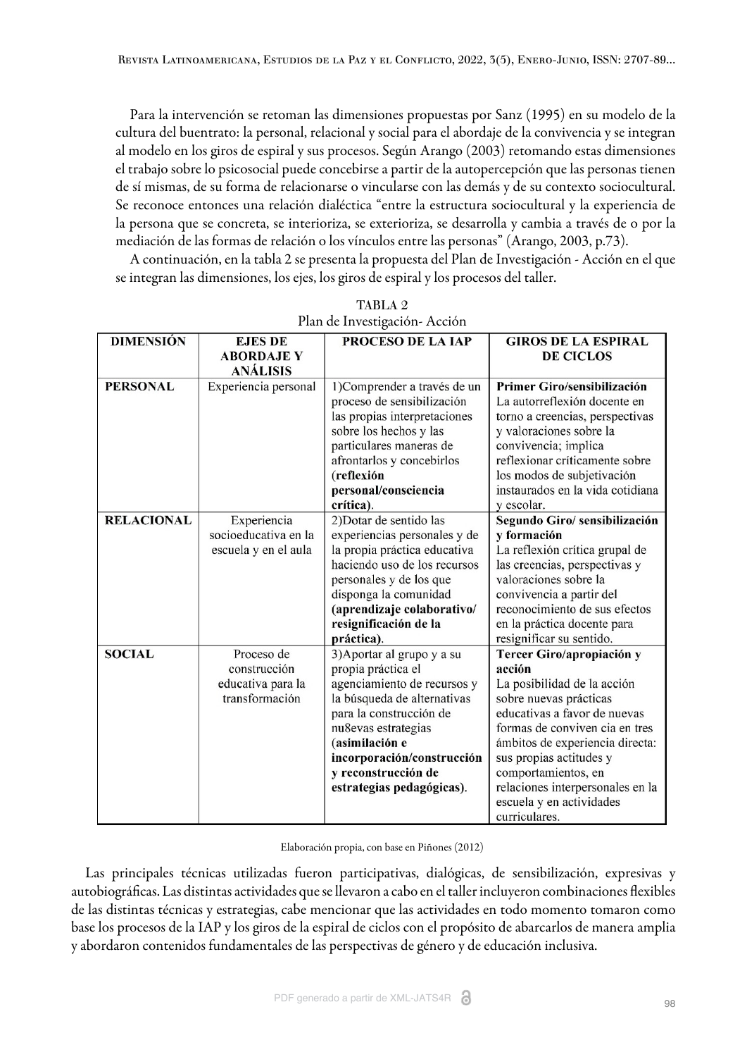Para la intervención se retoman las dimensiones propuestas por Sanz (1995) en su modelo de la cultura del buentrato: la personal, relacional y social para el abordaje de la convivencia y se integran al modelo en los giros de espiral y sus procesos. Según Arango (2003) retomando estas dimensiones el trabajo sobre lo psicosocial puede concebirse a partir de la autopercepción que las personas tienen de sí mismas, de su forma de relacionarse o vincularse con las demás y de su contexto sociocultural. Se reconoce entonces una relación dialéctica "entre la estructura sociocultural y la experiencia de la persona que se concreta, se interioriza, se exterioriza, se desarrolla y cambia a través de o por la mediación de las formas de relación o los vínculos entre las personas" (Arango, 2003, p.73).

A continuación, en la tabla 2 se presenta la propuesta del Plan de Investigación - Acción en el que se integran las dimensiones, los ejes, los giros de espiral y los procesos del taller.

TABLA 2
Plan de Investigación- Acción

| DIMENSIÓN | EJES DE ABORDAJE Y ANÁLISIS | PROCESO DE LA IAP | GIROS DE LA ESPIRAL DE CICLOS |
|---|---|---|---|
| **PERSONAL** | Experiencia personal | 1)Comprender a través de un proceso de sensibilización las propias interpretaciones sobre los hechos y las particulares maneras de afrontarlos y concebirlos (**reflexión personal/consciencia crítica**). | **Primer Giro/sensibilización** La autorreflexión docente en torno a creencias, perspectivas y valoraciones sobre la convivencia; implica reflexionar críticamente sobre los modos de subjetivación instaurados en la vida cotidiana y escolar. |
| **RELACIONAL** | Experiencia socioeducativa en la escuela y en el aula | 2)Dotar de sentido las experiencias personales y de la propia práctica educativa haciendo uso de los recursos personales y de los que disponga la comunidad **(aprendizaje colaborativo/ resignificación de la práctica)**. | **Segundo Giro/ sensibilización y formación** La reflexión crítica grupal de las creencias, perspectivas y valoraciones sobre la convivencia a partir del reconocimiento de sus efectos en la práctica docente para resignificar su sentido. |
| **SOCIAL** | Proceso de construcción educativa para la transformación | 3)Aportar al grupo y a su propia práctica el agenciamiento de recursos y la búsqueda de alternativas para la construcción de nu8evas estrategias (**asimilación e incorporación/construcción y reconstrucción de estrategias pedagógicas**). | **Tercer Giro/apropiación y acción** La posibilidad de la acción sobre nuevas prácticas educativas a favor de nuevas formas de conviven cia en tres ámbitos de experiencia directa: sus propias actitudes y comportamientos, en relaciones interpersonales en la escuela y en actividades curriculares. |

Elaboración propia, con base en Piñones (2012)

Las principales técnicas utilizadas fueron participativas, dialógicas, de sensibilización, expresivas y autobiográficas. Las distintas actividades que se llevaron a cabo en el taller incluyeron combinaciones flexibles de las distintas técnicas y estrategias, cabe mencionar que las actividades en todo momento tomaron como base los procesos de la IAP y los giros de la espiral de ciclos con el propósito de abarcarlos de manera amplia y abordaron contenidos fundamentales de las perspectivas de género y de educación inclusiva.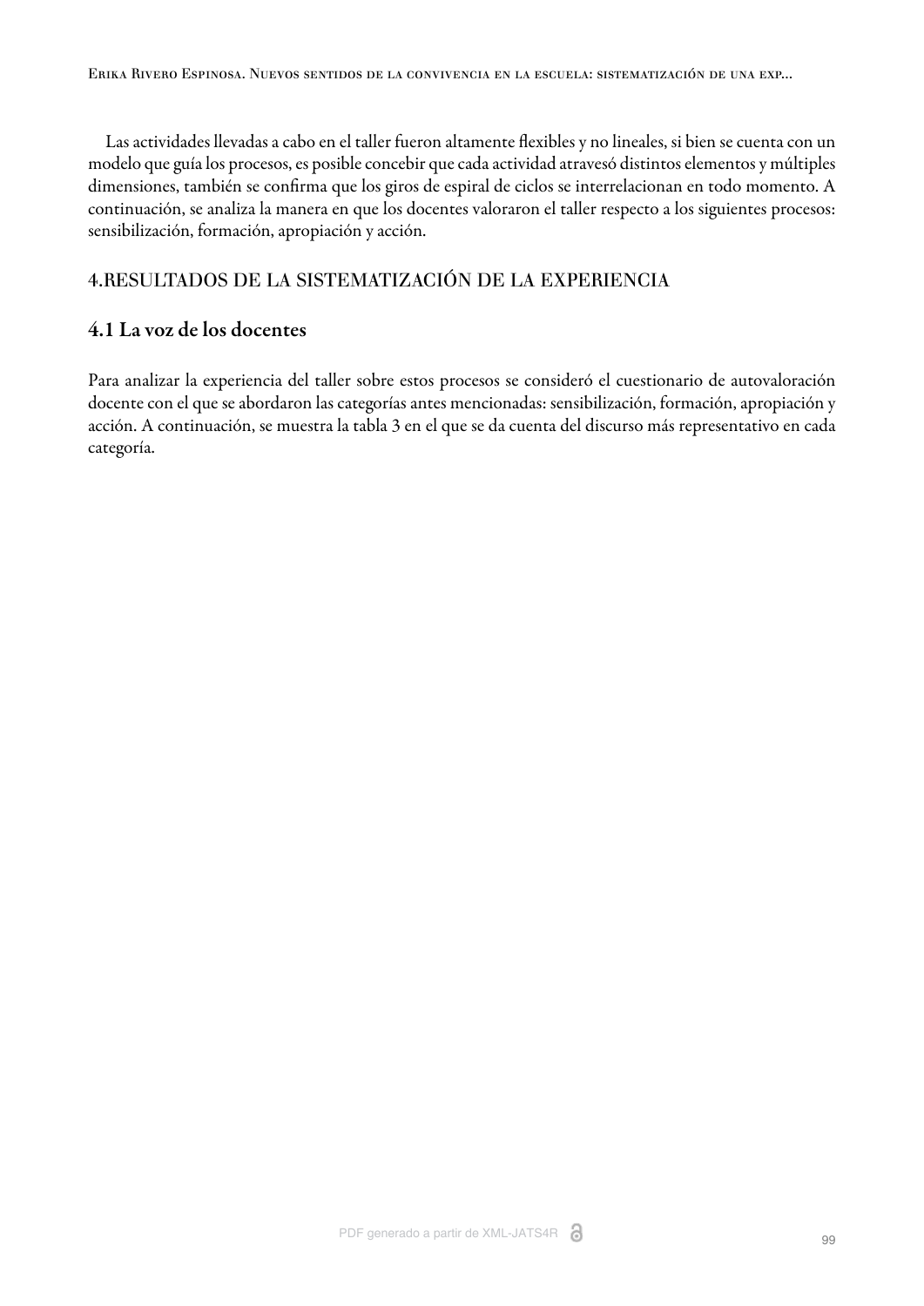Las actividades llevadas a cabo en el taller fueron altamente flexibles y no lineales, si bien se cuenta con un modelo que guía los procesos, es posible concebir que cada actividad atravesó distintos elementos y múltiples dimensiones, también se confirma que los giros de espiral de ciclos se interrelacionan en todo momento. A continuación, se analiza la manera en que los docentes valoraron el taller respecto a los siguientes procesos: sensibilización, formación, apropiación y acción.

## 4.RESULTADOS DE LA SISTEMATIZACIÓN DE LA EXPERIENCIA

### 4.1 La voz de los docentes

Para analizar la experiencia del taller sobre estos procesos se consideró el cuestionario de autovaloración docente con el que se abordaron las categorías antes mencionadas: sensibilización, formación, apropiación y acción. A continuación, se muestra la tabla 3 en el que se da cuenta del discurso más representativo en cada categoría.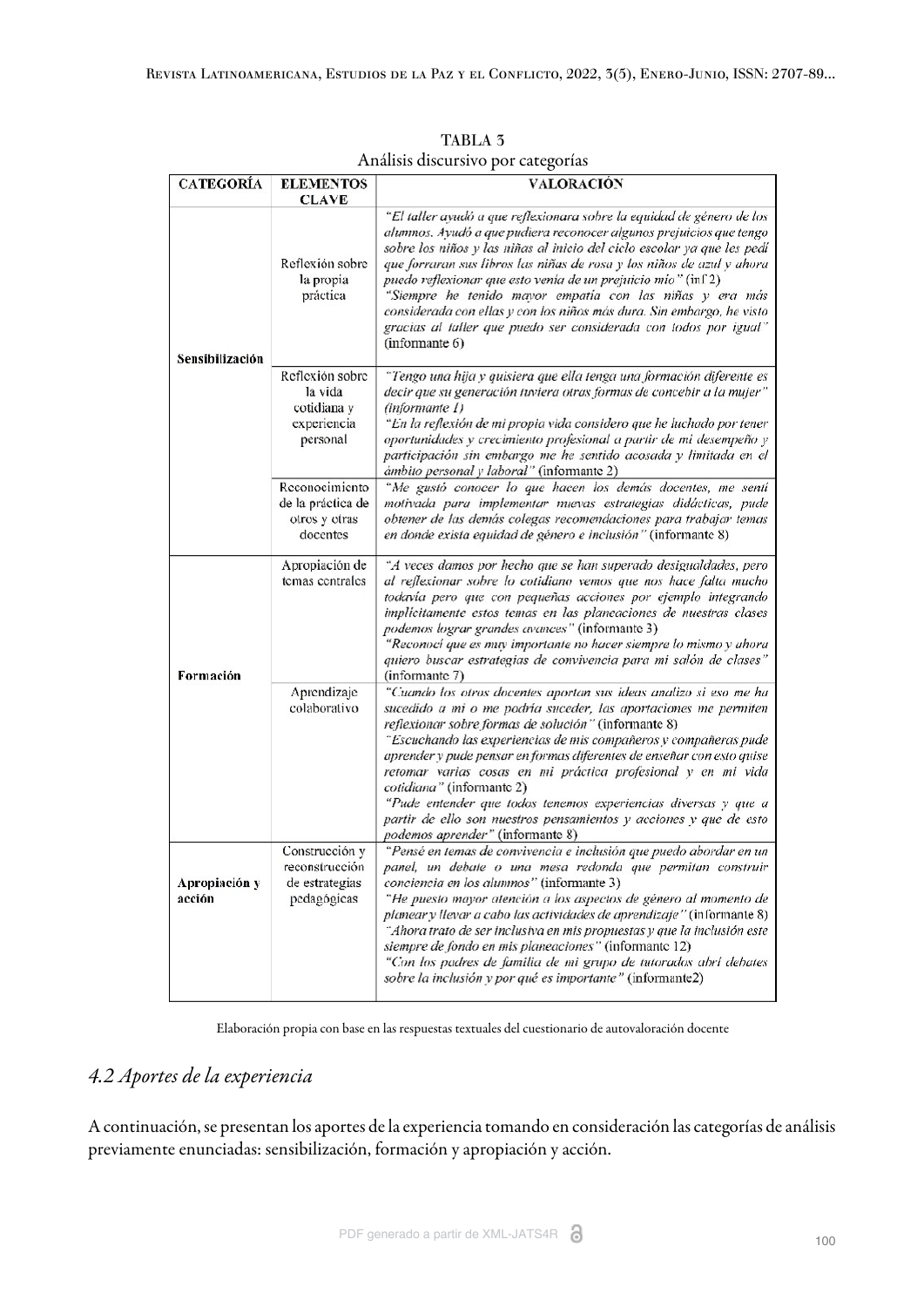TABLA 3

Análisis discursivo por categorías

| CATEGORÍA | ELEMENTOS CLAVE | VALORACIÓN |
|---|---|---|
| **Sensibilización** | Reflexión sobre la propia práctica | *"El taller ayudó a que reflexionara sobre la equidad de género de los alumnos. Ayudó a que pudiera reconocer algunos prejuicios que tengo sobre los niños y las niñas al inicio del ciclo escolar ya que les pedí que forraran sus libros las niñas de rosa y los niños de azul y ahora puedo reflexionar que esto venía de un prejuicio mío"* (inf 2) *"Siempre he tenido mayor empatía con las niñas y era más considerada con ellas y con los niños más dura. Sin embargo, he visto gracias al taller que puedo ser considerada con todos por igual"* (informante 6) |
| | Reflexión sobre la vida cotidiana y experiencia personal | *"Tengo una hija y quisiera que ella tenga una formación diferente es decir que su generación tuviera otras formas de concebir a la mujer" (informante 1)* *"En la reflexión de mi propia vida considero que he luchado por tener oportunidades y crecimiento profesional a partir de mi desempeño y participación sin embargo me he sentido acosada y limitada en el ámbito personal y laboral"* (informante 2) |
| | Reconocimiento de la práctica de otros y otras docentes | *"Me gustó conocer lo que hacen los demás docentes, me sentí motivada para implementar nuevas estrategias didácticas, pude obtener de las demás colegas recomendaciones para trabajar temas en donde exista equidad de género e inclusión"* (informante 8) |
| **Formación** | Apropiación de temas centrales | *"A veces damos por hecho que se han superado desigualdades, pero al reflexionar sobre lo cotidiano vemos que nos hace falta mucho todavía pero que con pequeñas acciones por ejemplo integrando implícitamente estos temas en las planeaciones de nuestras clases podemos lograr grandes avances"* (informante 3) *"Reconocí que es muy importante no hacer siempre lo mismo y ahora quiero buscar estrategias de convivencia para mi salón de clases"* (informante 7) |
| | Aprendizaje colaborativo | *"Cuando los otros docentes aportan sus ideas analizo si eso me ha sucedido a mí o me podría suceder, las aportaciones me permiten reflexionar sobre formas de solución"* (informante 8) *"Escuchando las experiencias de mis compañeros y compañeras pude aprender y pude pensar en formas diferentes de enseñar con esto quise retomar varias cosas en mi práctica profesional y en mi vida cotidiana"* (informante 2) *"Pude entender que todos tenemos experiencias diversas y que a partir de ello son nuestros pensamientos y acciones y que de esto podemos aprender"* (informante 8) |
| **Apropiación y acción** | Construcción y reconstrucción de estrategias pedagógicas | *"Pensé en temas de convivencia e inclusión que puedo abordar en un panel, un debate o una mesa redonda que permitan construir conciencia en los alumnos"* (informante 3) *"He puesto mayor atención a los aspectos de género al momento de planear y llevar a cabo las actividades de aprendizaje"* (informante 8) *"Ahora trato de ser inclusiva en mis propuestas y que la inclusión este siempre de fondo en mis planeaciones"* (informante 12) *"Con los padres de familia de mi grupo de tutorados abrí debates sobre la inclusión y por qué es importante"* (informante2) |

Elaboración propia con base en las respuestas textuales del cuestionario de autovaloración docente

## *4.2 Aportes de la experiencia*

A continuación, se presentan los aportes de la experiencia tomando en consideración las categorías de análisis previamente enunciadas: sensibilización, formación y apropiación y acción.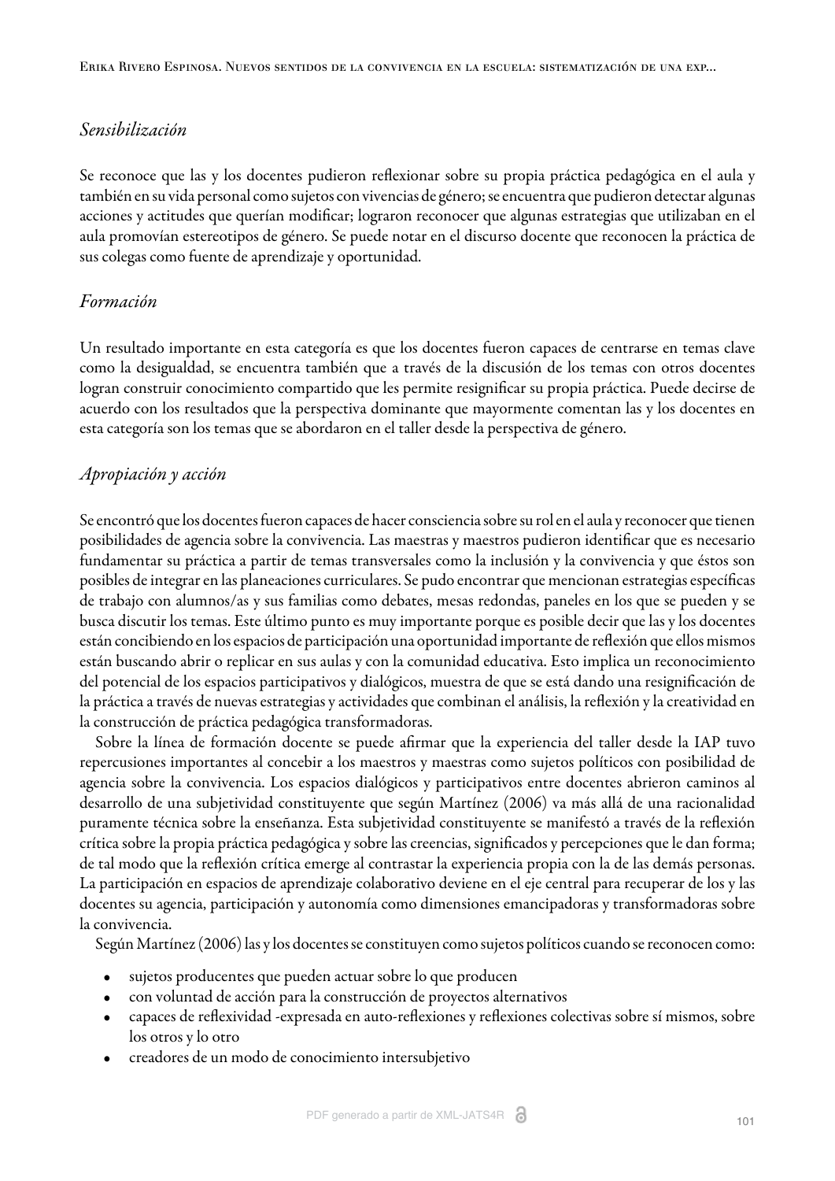### *Sensibilización*

Se reconoce que las y los docentes pudieron reflexionar sobre su propia práctica pedagógica en el aula y también en su vida personal como sujetos con vivencias de género; se encuentra que pudieron detectar algunas acciones y actitudes que querían modificar; lograron reconocer que algunas estrategias que utilizaban en el aula promovían estereotipos de género. Se puede notar en el discurso docente que reconocen la práctica de sus colegas como fuente de aprendizaje y oportunidad.

### *Formación*

Un resultado importante en esta categoría es que los docentes fueron capaces de centrarse en temas clave como la desigualdad, se encuentra también que a través de la discusión de los temas con otros docentes logran construir conocimiento compartido que les permite resignificar su propia práctica. Puede decirse de acuerdo con los resultados que la perspectiva dominante que mayormente comentan las y los docentes en esta categoría son los temas que se abordaron en el taller desde la perspectiva de género.

### *Apropiación y acción*

Se encontró que los docentes fueron capaces de hacer consciencia sobre su rol en el aula y reconocer que tienen posibilidades de agencia sobre la convivencia. Las maestras y maestros pudieron identificar que es necesario fundamentar su práctica a partir de temas transversales como la inclusión y la convivencia y que éstos son posibles de integrar en las planeaciones curriculares. Se pudo encontrar que mencionan estrategias específicas de trabajo con alumnos/as y sus familias como debates, mesas redondas, paneles en los que se pueden y se busca discutir los temas. Este último punto es muy importante porque es posible decir que las y los docentes están concibiendo en los espacios de participación una oportunidad importante de reflexión que ellos mismos están buscando abrir o replicar en sus aulas y con la comunidad educativa. Esto implica un reconocimiento del potencial de los espacios participativos y dialógicos, muestra de que se está dando una resignificación de la práctica a través de nuevas estrategias y actividades que combinan el análisis, la reflexión y la creatividad en la construcción de práctica pedagógica transformadoras.

Sobre la línea de formación docente se puede afirmar que la experiencia del taller desde la IAP tuvo repercusiones importantes al concebir a los maestros y maestras como sujetos políticos con posibilidad de agencia sobre la convivencia. Los espacios dialógicos y participativos entre docentes abrieron caminos al desarrollo de una subjetividad constituyente que según Martínez (2006) va más allá de una racionalidad puramente técnica sobre la enseñanza. Esta subjetividad constituyente se manifestó a través de la reflexión crítica sobre la propia práctica pedagógica y sobre las creencias, significados y percepciones que le dan forma; de tal modo que la reflexión crítica emerge al contrastar la experiencia propia con la de las demás personas. La participación en espacios de aprendizaje colaborativo deviene en el eje central para recuperar de los y las docentes su agencia, participación y autonomía como dimensiones emancipadoras y transformadoras sobre la convivencia.

Según Martínez (2006) las y los docentes se constituyen como sujetos políticos cuando se reconocen como:

- sujetos producentes que pueden actuar sobre lo que producen
- con voluntad de acción para la construcción de proyectos alternativos
- capaces de reflexividad -expresada en auto-reflexiones y reflexiones colectivas sobre sí mismos, sobre los otros y lo otro
- creadores de un modo de conocimiento intersubjetivo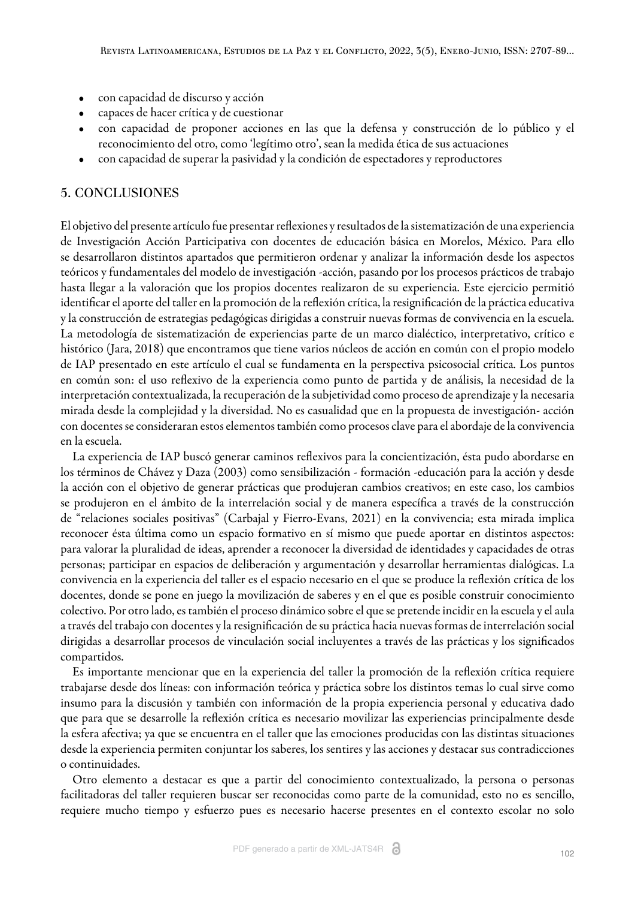- con capacidad de discurso y acción
- capaces de hacer crítica y de cuestionar
- con capacidad de proponer acciones en las que la defensa y construcción de lo público y el reconocimiento del otro, como 'legítimo otro', sean la medida ética de sus actuaciones
- con capacidad de superar la pasividad y la condición de espectadores y reproductores

## 5. CONCLUSIONES

El objetivo del presente artículo fue presentar reflexiones y resultados de la sistematización de una experiencia de Investigación Acción Participativa con docentes de educación básica en Morelos, México. Para ello se desarrollaron distintos apartados que permitieron ordenar y analizar la información desde los aspectos teóricos y fundamentales del modelo de investigación -acción, pasando por los procesos prácticos de trabajo hasta llegar a la valoración que los propios docentes realizaron de su experiencia. Este ejercicio permitió identificar el aporte del taller en la promoción de la reflexión crítica, la resignificación de la práctica educativa y la construcción de estrategias pedagógicas dirigidas a construir nuevas formas de convivencia en la escuela. La metodología de sistematización de experiencias parte de un marco dialéctico, interpretativo, crítico e histórico (Jara, 2018) que encontramos que tiene varios núcleos de acción en común con el propio modelo de IAP presentado en este artículo el cual se fundamenta en la perspectiva psicosocial crítica. Los puntos en común son: el uso reflexivo de la experiencia como punto de partida y de análisis, la necesidad de la interpretación contextualizada, la recuperación de la subjetividad como proceso de aprendizaje y la necesaria mirada desde la complejidad y la diversidad. No es casualidad que en la propuesta de investigación- acción con docentes se consideraran estos elementos también como procesos clave para el abordaje de la convivencia en la escuela.

La experiencia de IAP buscó generar caminos reflexivos para la concientización, ésta pudo abordarse en los términos de Chávez y Daza (2003) como sensibilización - formación -educación para la acción y desde la acción con el objetivo de generar prácticas que produjeran cambios creativos; en este caso, los cambios se produjeron en el ámbito de la interrelación social y de manera específica a través de la construcción de "relaciones sociales positivas" (Carbajal y Fierro-Evans, 2021) en la convivencia; esta mirada implica reconocer ésta última como un espacio formativo en sí mismo que puede aportar en distintos aspectos: para valorar la pluralidad de ideas, aprender a reconocer la diversidad de identidades y capacidades de otras personas; participar en espacios de deliberación y argumentación y desarrollar herramientas dialógicas. La convivencia en la experiencia del taller es el espacio necesario en el que se produce la reflexión crítica de los docentes, donde se pone en juego la movilización de saberes y en el que es posible construir conocimiento colectivo. Por otro lado, es también el proceso dinámico sobre el que se pretende incidir en la escuela y el aula a través del trabajo con docentes y la resignificación de su práctica hacia nuevas formas de interrelación social dirigidas a desarrollar procesos de vinculación social incluyentes a través de las prácticas y los significados compartidos.

Es importante mencionar que en la experiencia del taller la promoción de la reflexión crítica requiere trabajarse desde dos líneas: con información teórica y práctica sobre los distintos temas lo cual sirve como insumo para la discusión y también con información de la propia experiencia personal y educativa dado que para que se desarrolle la reflexión crítica es necesario movilizar las experiencias principalmente desde la esfera afectiva; ya que se encuentra en el taller que las emociones producidas con las distintas situaciones desde la experiencia permiten conjuntar los saberes, los sentires y las acciones y destacar sus contradicciones o continuidades.

Otro elemento a destacar es que a partir del conocimiento contextualizado, la persona o personas facilitadoras del taller requieren buscar ser reconocidas como parte de la comunidad, esto no es sencillo, requiere mucho tiempo y esfuerzo pues es necesario hacerse presentes en el contexto escolar no solo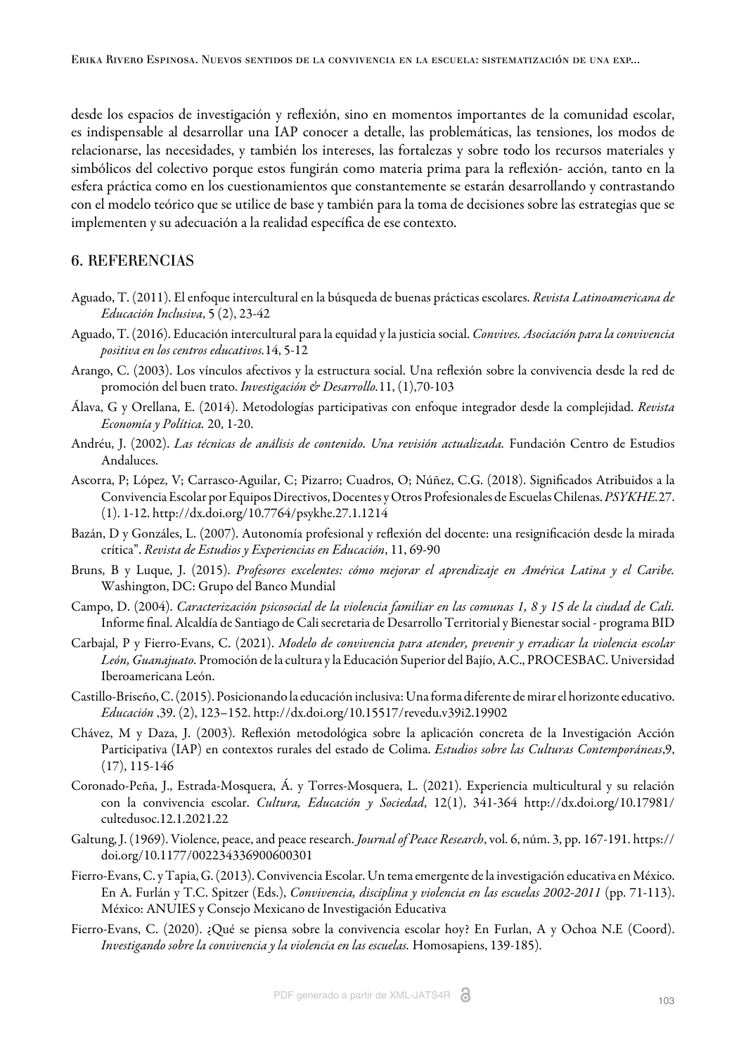desde los espacios de investigación y reflexión, sino en momentos importantes de la comunidad escolar, es indispensable al desarrollar una IAP conocer a detalle, las problemáticas, las tensiones, los modos de relacionarse, las necesidades, y también los intereses, las fortalezas y sobre todo los recursos materiales y simbólicos del colectivo porque estos fungirán como materia prima para la reflexión- acción, tanto en la esfera práctica como en los cuestionamientos que constantemente se estarán desarrollando y contrastando con el modelo teórico que se utilice de base y también para la toma de decisiones sobre las estrategias que se implementen y su adecuación a la realidad específica de ese contexto.

## 6. REFERENCIAS

Aguado, T. (2011). El enfoque intercultural en la búsqueda de buenas prácticas escolares. *Revista Latinoamericana de Educación Inclusiva*, 5 (2), 23-42

Aguado, T. (2016). Educación intercultural para la equidad y la justicia social. *Convives. Asociación para la convivencia positiva en los centros educativos.*14, 5-12

Arango, C. (2003). Los vínculos afectivos y la estructura social. Una reflexión sobre la convivencia desde la red de promoción del buen trato. *Investigación & Desarrollo.*11, (1),70-103

Álava, G y Orellana, E. (2014). Metodologías participativas con enfoque integrador desde la complejidad. *Revista Economía y Política.* 20, 1-20.

Andréu, J. (2002). *Las técnicas de análisis de contenido. Una revisión actualizada.* Fundación Centro de Estudios Andaluces.

Ascorra, P; López, V; Carrasco-Aguilar, C; Pizarro; Cuadros, O; Núñez, C.G. (2018). Significados Atribuidos a la Convivencia Escolar por Equipos Directivos, Docentes y Otros Profesionales de Escuelas Chilenas. *PSYKHE.*27. (1). 1-12. http://dx.doi.org/10.7764/psykhe.27.1.1214

Bazán, D y Gonzáles, L. (2007). Autonomía profesional y reflexión del docente: una resignificación desde la mirada crítica". *Revista de Estudios y Experiencias en Educación*, 11, 69-90

Bruns, B y Luque, J. (2015). *Profesores excelentes: cómo mejorar el aprendizaje en América Latina y el Caribe.* Washington, DC: Grupo del Banco Mundial

Campo, D. (2004). *Caracterización psicosocial de la violencia familiar en las comunas 1, 8 y 15 de la ciudad de Cali.* Informe final. Alcaldía de Santiago de Cali secretaria de Desarrollo Territorial y Bienestar social - programa BID

Carbajal, P y Fierro-Evans, C. (2021). *Modelo de convivencia para atender, prevenir y erradicar la violencia escolar León, Guanajuato.* Promoción de la cultura y la Educación Superior del Bajío, A.C., PROCESBAC. Universidad Iberoamericana León.

Castillo-Briseño, C. (2015). Posicionando la educación inclusiva: Una forma diferente de mirar el horizonte educativo. *Educación* ,39. (2), 123–152. http://dx.doi.org/10.15517/revedu.v39i2.19902

Chávez, M y Daza, J. (2003). Reflexión metodológica sobre la aplicación concreta de la Investigación Acción Participativa (IAP) en contextos rurales del estado de Colima. *Estudios sobre las Culturas Contemporáneas*,9, (17), 115-146

Coronado-Peña, J., Estrada-Mosquera, Á. y Torres-Mosquera, L. (2021). Experiencia multicultural y su relación con la convivencia escolar. *Cultura, Educación y Sociedad*, 12(1), 341-364 http://dx.doi.org/10.17981/cultedusoc.12.1.2021.22

Galtung, J. (1969). Violence, peace, and peace research. *Journal of Peace Research*, vol. 6, núm. 3, pp. 167-191. https://doi.org/10.1177/002234336900600301

Fierro-Evans, C. y Tapia, G. (2013). Convivencia Escolar. Un tema emergente de la investigación educativa en México. En A. Furlán y T.C. Spitzer (Eds.), *Convivencia, disciplina y violencia en las escuelas 2002-2011* (pp. 71-113). México: ANUIES y Consejo Mexicano de Investigación Educativa

Fierro-Evans, C. (2020). ¿Qué se piensa sobre la convivencia escolar hoy? En Furlan, A y Ochoa N.E (Coord). *Investigando sobre la convivencia y la violencia en las escuelas.* Homosapiens, 139-185).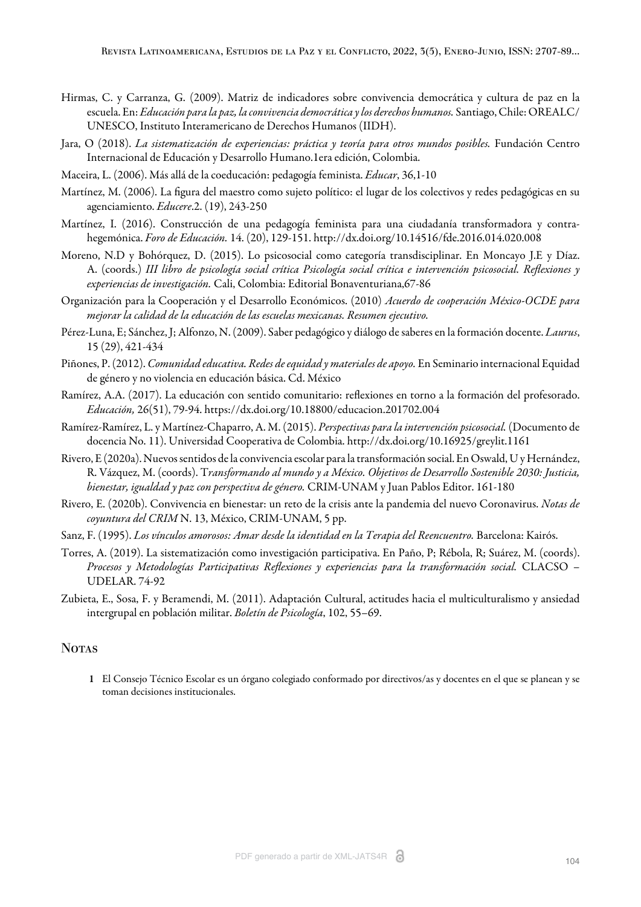Hirmas, C. y Carranza, G. (2009). Matriz de indicadores sobre convivencia democrática y cultura de paz en la escuela. En: *Educación para la paz, la convivencia democrática y los derechos humanos.* Santiago, Chile: OREALC/ UNESCO, Instituto Interamericano de Derechos Humanos (IIDH).

Jara, O (2018). *La sistematización de experiencias: práctica y teoría para otros mundos posibles.* Fundación Centro Internacional de Educación y Desarrollo Humano.1era edición, Colombia.

Maceira, L. (2006). Más allá de la coeducación: pedagogía feminista. *Educar*, 36,1-10

Martínez, M. (2006). La figura del maestro como sujeto político: el lugar de los colectivos y redes pedagógicas en su agenciamiento. *Educere*.2. (19), 243-250

Martínez, I. (2016). Construcción de una pedagogía feminista para una ciudadanía transformadora y contra-hegemónica. *Foro de Educación.* 14. (20), 129-151. http://dx.doi.org/10.14516/fde.2016.014.020.008

Moreno, N.D y Bohórquez, D. (2015). Lo psicosocial como categoría transdisciplinar. En Moncayo J.E y Díaz. A. (coords.) *III libro de psicología social crítica Psicología social crítica e intervención psicosocial. Reflexiones y experiencias de investigación.* Cali, Colombia: Editorial Bonaventuriana,67-86

Organización para la Cooperación y el Desarrollo Económicos. (2010) *Acuerdo de cooperación México-OCDE para mejorar la calidad de la educación de las escuelas mexicanas. Resumen ejecutivo.*

Pérez-Luna, E; Sánchez, J; Alfonzo, N. (2009). Saber pedagógico y diálogo de saberes en la formación docente. *Laurus*, 15 (29), 421-434

Piñones, P. (2012). *Comunidad educativa. Redes de equidad y materiales de apoyo.* En Seminario internacional Equidad de género y no violencia en educación básica. Cd. México

Ramírez, A.A. (2017). La educación con sentido comunitario: reflexiones en torno a la formación del profesorado. *Educación,* 26(51), 79-94. https://dx.doi.org/10.18800/educacion.201702.004

Ramírez-Ramírez, L. y Martínez-Chaparro, A. M. (2015). *Perspectivas para la intervención psicosocial.* (Documento de docencia No. 11). Universidad Cooperativa de Colombia. http://dx.doi.org/10.16925/greylit.1161

Rivero, E (2020a). Nuevos sentidos de la convivencia escolar para la transformación social. En Oswald, U y Hernández, R. Vázquez, M. (coords). T*ransformando al mundo y a México. Objetivos de Desarrollo Sostenible 2030: Justicia, bienestar, igualdad y paz con perspectiva de género.* CRIM-UNAM y Juan Pablos Editor. 161-180

Rivero, E. (2020b). Convivencia en bienestar: un reto de la crisis ante la pandemia del nuevo Coronavirus. *Notas de coyuntura del CRIM* N. 13, México, CRIM-UNAM, 5 pp.

Sanz, F. (1995). *Los vínculos amorosos: Amar desde la identidad en la Terapia del Reencuentro.* Barcelona: Kairós.

Torres, A. (2019). La sistematización como investigación participativa. En Paño, P; Rébola, R; Suárez, M. (coords). *Procesos y Metodologías Participativas Reflexiones y experiencias para la transformación social.* CLACSO – UDELAR. 74-92

Zubieta, E., Sosa, F. y Beramendi, M. (2011). Adaptación Cultural, actitudes hacia el multiculturalismo y ansiedad intergrupal en población militar. *Boletín de Psicología*, 102, 55–69.

## Notas

1 El Consejo Técnico Escolar es un órgano colegiado conformado por directivos/as y docentes en el que se planean y se toman decisiones institucionales.